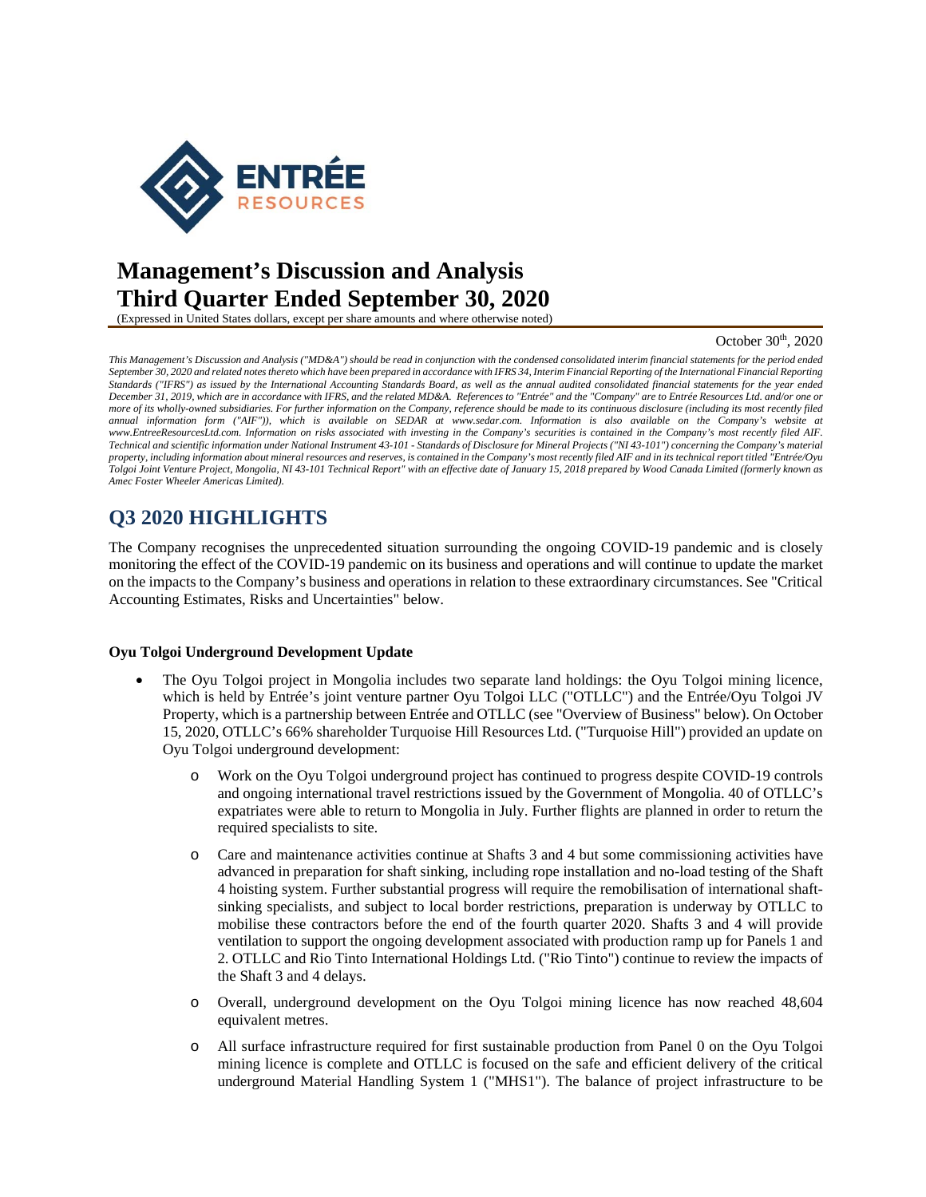# Management's Discussion and Analysis
# Third Quarter Ended September 30, 2020

(Expressed in United States dollars, except per share amounts and where otherwise noted)

October 30th, 2020

*This Management's Discussion and Analysis ("MD&A") should be read in conjunction with the condensed consolidated interim financial statements for the period ended September 30, 2020 and related notes thereto which have been prepared in accordance with IFRS 34, Interim Financial Reporting of the International Financial Reporting Standards ("IFRS") as issued by the International Accounting Standards Board, as well as the annual audited consolidated financial statements for the year ended December 31, 2019, which are in accordance with IFRS, and the related MD&A. References to "Entrée" and the "Company" are to Entrée Resources Ltd. and/or one or more of its wholly-owned subsidiaries. For further information on the Company, reference should be made to its continuous disclosure (including its most recently filed annual information form ("AIF")), which is available on SEDAR at www.sedar.com. Information is also available on the Company's website at www.EntreeResourcesLtd.com. Information on risks associated with investing in the Company's securities is contained in the Company's most recently filed AIF. Technical and scientific information under National Instrument 43-101 - Standards of Disclosure for Mineral Projects ("NI 43-101") concerning the Company's material property, including information about mineral resources and reserves, is contained in the Company's most recently filed AIF and in its technical report titled "Entrée/Oyu Tolgoi Joint Venture Project, Mongolia, NI 43-101 Technical Report" with an effective date of January 15, 2018 prepared by Wood Canada Limited (formerly known as Amec Foster Wheeler Americas Limited).*

## Q3 2020 HIGHLIGHTS

The Company recognises the unprecedented situation surrounding the ongoing COVID-19 pandemic and is closely monitoring the effect of the COVID-19 pandemic on its business and operations and will continue to update the market on the impacts to the Company's business and operations in relation to these extraordinary circumstances. See "Critical Accounting Estimates, Risks and Uncertainties" below.

**Oyu Tolgoi Underground Development Update**

- The Oyu Tolgoi project in Mongolia includes two separate land holdings: the Oyu Tolgoi mining licence, which is held by Entrée's joint venture partner Oyu Tolgoi LLC ("OTLLC") and the Entrée/Oyu Tolgoi JV Property, which is a partnership between Entrée and OTLLC (see "Overview of Business" below). On October 15, 2020, OTLLC's 66% shareholder Turquoise Hill Resources Ltd. ("Turquoise Hill") provided an update on Oyu Tolgoi underground development:
  - Work on the Oyu Tolgoi underground project has continued to progress despite COVID-19 controls and ongoing international travel restrictions issued by the Government of Mongolia. 40 of OTLLC's expatriates were able to return to Mongolia in July. Further flights are planned in order to return the required specialists to site.
  - Care and maintenance activities continue at Shafts 3 and 4 but some commissioning activities have advanced in preparation for shaft sinking, including rope installation and no-load testing of the Shaft 4 hoisting system. Further substantial progress will require the remobilisation of international shaft-sinking specialists, and subject to local border restrictions, preparation is underway by OTLLC to mobilise these contractors before the end of the fourth quarter 2020. Shafts 3 and 4 will provide ventilation to support the ongoing development associated with production ramp up for Panels 1 and 2. OTLLC and Rio Tinto International Holdings Ltd. ("Rio Tinto") continue to review the impacts of the Shaft 3 and 4 delays.
  - Overall, underground development on the Oyu Tolgoi mining licence has now reached 48,604 equivalent metres.
  - All surface infrastructure required for first sustainable production from Panel 0 on the Oyu Tolgoi mining licence is complete and OTLLC is focused on the safe and efficient delivery of the critical underground Material Handling System 1 ("MHS1"). The balance of project infrastructure to be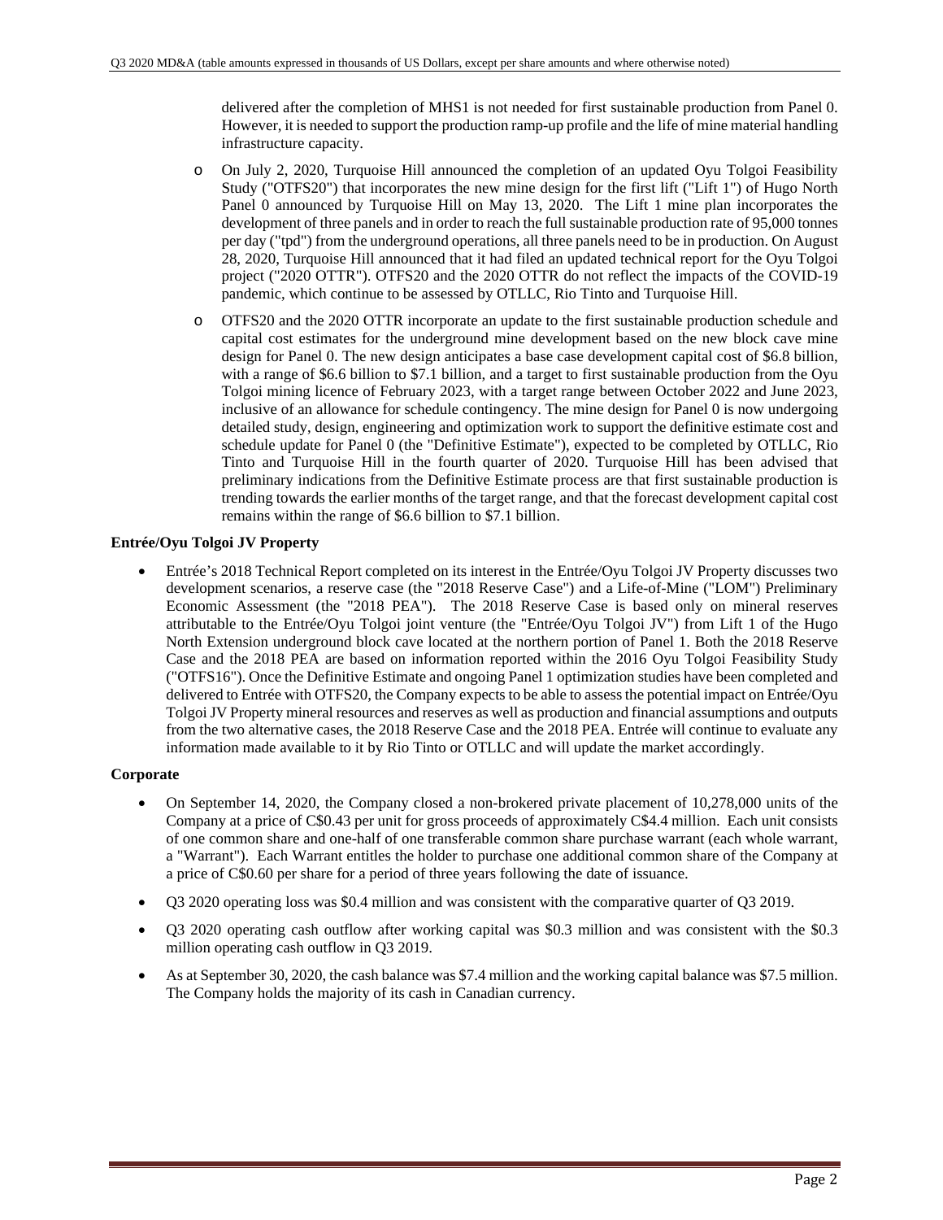delivered after the completion of MHS1 is not needed for first sustainable production from Panel 0. However, it is needed to support the production ramp-up profile and the life of mine material handling infrastructure capacity.

- On July 2, 2020, Turquoise Hill announced the completion of an updated Oyu Tolgoi Feasibility Study ("OTFS20") that incorporates the new mine design for the first lift ("Lift 1") of Hugo North Panel 0 announced by Turquoise Hill on May 13, 2020. The Lift 1 mine plan incorporates the development of three panels and in order to reach the full sustainable production rate of 95,000 tonnes per day ("tpd") from the underground operations, all three panels need to be in production. On August 28, 2020, Turquoise Hill announced that it had filed an updated technical report for the Oyu Tolgoi project ("2020 OTTR"). OTFS20 and the 2020 OTTR do not reflect the impacts of the COVID-19 pandemic, which continue to be assessed by OTLLC, Rio Tinto and Turquoise Hill.
- OTFS20 and the 2020 OTTR incorporate an update to the first sustainable production schedule and capital cost estimates for the underground mine development based on the new block cave mine design for Panel 0. The new design anticipates a base case development capital cost of $6.8 billion, with a range of $6.6 billion to $7.1 billion, and a target to first sustainable production from the Oyu Tolgoi mining licence of February 2023, with a target range between October 2022 and June 2023, inclusive of an allowance for schedule contingency. The mine design for Panel 0 is now undergoing detailed study, design, engineering and optimization work to support the definitive estimate cost and schedule update for Panel 0 (the "Definitive Estimate"), expected to be completed by OTLLC, Rio Tinto and Turquoise Hill in the fourth quarter of 2020. Turquoise Hill has been advised that preliminary indications from the Definitive Estimate process are that first sustainable production is trending towards the earlier months of the target range, and that the forecast development capital cost remains within the range of $6.6 billion to $7.1 billion.

**Entrée/Oyu Tolgoi JV Property**

- Entrée's 2018 Technical Report completed on its interest in the Entrée/Oyu Tolgoi JV Property discusses two development scenarios, a reserve case (the "2018 Reserve Case") and a Life-of-Mine ("LOM") Preliminary Economic Assessment (the "2018 PEA"). The 2018 Reserve Case is based only on mineral reserves attributable to the Entrée/Oyu Tolgoi joint venture (the "Entrée/Oyu Tolgoi JV") from Lift 1 of the Hugo North Extension underground block cave located at the northern portion of Panel 1. Both the 2018 Reserve Case and the 2018 PEA are based on information reported within the 2016 Oyu Tolgoi Feasibility Study ("OTFS16"). Once the Definitive Estimate and ongoing Panel 1 optimization studies have been completed and delivered to Entrée with OTFS20, the Company expects to be able to assess the potential impact on Entrée/Oyu Tolgoi JV Property mineral resources and reserves as well as production and financial assumptions and outputs from the two alternative cases, the 2018 Reserve Case and the 2018 PEA. Entrée will continue to evaluate any information made available to it by Rio Tinto or OTLLC and will update the market accordingly.

**Corporate**

- On September 14, 2020, the Company closed a non-brokered private placement of 10,278,000 units of the Company at a price of C$0.43 per unit for gross proceeds of approximately C$4.4 million. Each unit consists of one common share and one-half of one transferable common share purchase warrant (each whole warrant, a "Warrant"). Each Warrant entitles the holder to purchase one additional common share of the Company at a price of C$0.60 per share for a period of three years following the date of issuance.
- Q3 2020 operating loss was $0.4 million and was consistent with the comparative quarter of Q3 2019.
- Q3 2020 operating cash outflow after working capital was $0.3 million and was consistent with the $0.3 million operating cash outflow in Q3 2019.
- As at September 30, 2020, the cash balance was $7.4 million and the working capital balance was $7.5 million. The Company holds the majority of its cash in Canadian currency.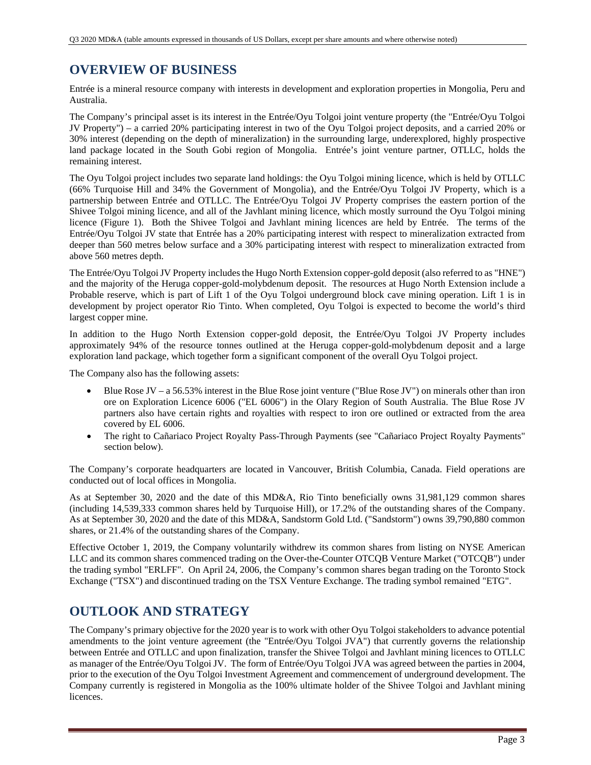# OVERVIEW OF BUSINESS

Entrée is a mineral resource company with interests in development and exploration properties in Mongolia, Peru and Australia.

The Company's principal asset is its interest in the Entrée/Oyu Tolgoi joint venture property (the "Entrée/Oyu Tolgoi JV Property") – a carried 20% participating interest in two of the Oyu Tolgoi project deposits, and a carried 20% or 30% interest (depending on the depth of mineralization) in the surrounding large, underexplored, highly prospective land package located in the South Gobi region of Mongolia. Entrée's joint venture partner, OTLLC, holds the remaining interest.

The Oyu Tolgoi project includes two separate land holdings: the Oyu Tolgoi mining licence, which is held by OTLLC (66% Turquoise Hill and 34% the Government of Mongolia), and the Entrée/Oyu Tolgoi JV Property, which is a partnership between Entrée and OTLLC. The Entrée/Oyu Tolgoi JV Property comprises the eastern portion of the Shivee Tolgoi mining licence, and all of the Javhlant mining licence, which mostly surround the Oyu Tolgoi mining licence (Figure 1). Both the Shivee Tolgoi and Javhlant mining licences are held by Entrée. The terms of the Entrée/Oyu Tolgoi JV state that Entrée has a 20% participating interest with respect to mineralization extracted from deeper than 560 metres below surface and a 30% participating interest with respect to mineralization extracted from above 560 metres depth.

The Entrée/Oyu Tolgoi JV Property includes the Hugo North Extension copper-gold deposit (also referred to as "HNE") and the majority of the Heruga copper-gold-molybdenum deposit. The resources at Hugo North Extension include a Probable reserve, which is part of Lift 1 of the Oyu Tolgoi underground block cave mining operation. Lift 1 is in development by project operator Rio Tinto. When completed, Oyu Tolgoi is expected to become the world's third largest copper mine.

In addition to the Hugo North Extension copper-gold deposit, the Entrée/Oyu Tolgoi JV Property includes approximately 94% of the resource tonnes outlined at the Heruga copper-gold-molybdenum deposit and a large exploration land package, which together form a significant component of the overall Oyu Tolgoi project.

The Company also has the following assets:

- Blue Rose JV – a 56.53% interest in the Blue Rose joint venture ("Blue Rose JV") on minerals other than iron ore on Exploration Licence 6006 ("EL 6006") in the Olary Region of South Australia. The Blue Rose JV partners also have certain rights and royalties with respect to iron ore outlined or extracted from the area covered by EL 6006.
- The right to Cañariaco Project Royalty Pass-Through Payments (see "Cañariaco Project Royalty Payments" section below).

The Company's corporate headquarters are located in Vancouver, British Columbia, Canada. Field operations are conducted out of local offices in Mongolia.

As at September 30, 2020 and the date of this MD&A, Rio Tinto beneficially owns 31,981,129 common shares (including 14,539,333 common shares held by Turquoise Hill), or 17.2% of the outstanding shares of the Company. As at September 30, 2020 and the date of this MD&A, Sandstorm Gold Ltd. ("Sandstorm") owns 39,790,880 common shares, or 21.4% of the outstanding shares of the Company.

Effective October 1, 2019, the Company voluntarily withdrew its common shares from listing on NYSE American LLC and its common shares commenced trading on the Over-the-Counter OTCQB Venture Market ("OTCQB") under the trading symbol "ERLFF". On April 24, 2006, the Company's common shares began trading on the Toronto Stock Exchange ("TSX") and discontinued trading on the TSX Venture Exchange. The trading symbol remained "ETG".

# OUTLOOK AND STRATEGY

The Company's primary objective for the 2020 year is to work with other Oyu Tolgoi stakeholders to advance potential amendments to the joint venture agreement (the "Entrée/Oyu Tolgoi JVA") that currently governs the relationship between Entrée and OTLLC and upon finalization, transfer the Shivee Tolgoi and Javhlant mining licences to OTLLC as manager of the Entrée/Oyu Tolgoi JV. The form of Entrée/Oyu Tolgoi JVA was agreed between the parties in 2004, prior to the execution of the Oyu Tolgoi Investment Agreement and commencement of underground development. The Company currently is registered in Mongolia as the 100% ultimate holder of the Shivee Tolgoi and Javhlant mining licences.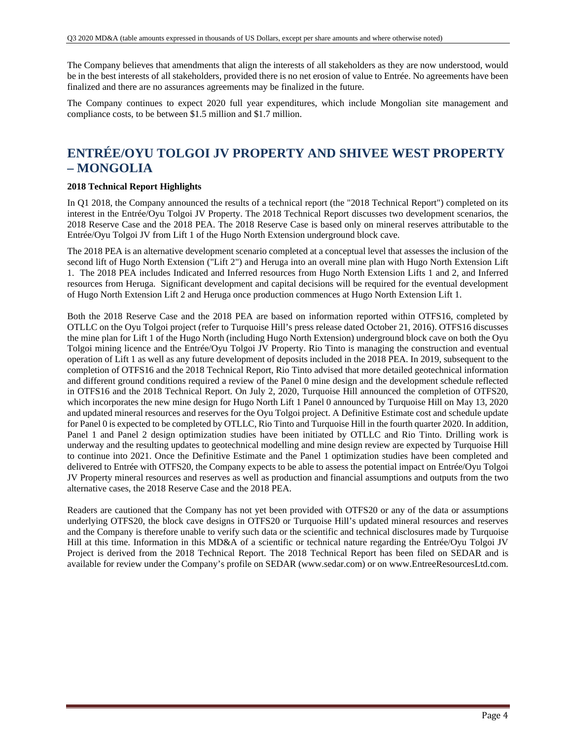The Company believes that amendments that align the interests of all stakeholders as they are now understood, would be in the best interests of all stakeholders, provided there is no net erosion of value to Entrée. No agreements have been finalized and there are no assurances agreements may be finalized in the future.

The Company continues to expect 2020 full year expenditures, which include Mongolian site management and compliance costs, to be between $1.5 million and $1.7 million.

# ENTRÉE/OYU TOLGOI JV PROPERTY AND SHIVEE WEST PROPERTY – MONGOLIA

**2018 Technical Report Highlights**

In Q1 2018, the Company announced the results of a technical report (the "2018 Technical Report") completed on its interest in the Entrée/Oyu Tolgoi JV Property. The 2018 Technical Report discusses two development scenarios, the 2018 Reserve Case and the 2018 PEA. The 2018 Reserve Case is based only on mineral reserves attributable to the Entrée/Oyu Tolgoi JV from Lift 1 of the Hugo North Extension underground block cave.

The 2018 PEA is an alternative development scenario completed at a conceptual level that assesses the inclusion of the second lift of Hugo North Extension ("Lift 2") and Heruga into an overall mine plan with Hugo North Extension Lift 1. The 2018 PEA includes Indicated and Inferred resources from Hugo North Extension Lifts 1 and 2, and Inferred resources from Heruga. Significant development and capital decisions will be required for the eventual development of Hugo North Extension Lift 2 and Heruga once production commences at Hugo North Extension Lift 1.

Both the 2018 Reserve Case and the 2018 PEA are based on information reported within OTFS16, completed by OTLLC on the Oyu Tolgoi project (refer to Turquoise Hill's press release dated October 21, 2016). OTFS16 discusses the mine plan for Lift 1 of the Hugo North (including Hugo North Extension) underground block cave on both the Oyu Tolgoi mining licence and the Entrée/Oyu Tolgoi JV Property. Rio Tinto is managing the construction and eventual operation of Lift 1 as well as any future development of deposits included in the 2018 PEA. In 2019, subsequent to the completion of OTFS16 and the 2018 Technical Report, Rio Tinto advised that more detailed geotechnical information and different ground conditions required a review of the Panel 0 mine design and the development schedule reflected in OTFS16 and the 2018 Technical Report. On July 2, 2020, Turquoise Hill announced the completion of OTFS20, which incorporates the new mine design for Hugo North Lift 1 Panel 0 announced by Turquoise Hill on May 13, 2020 and updated mineral resources and reserves for the Oyu Tolgoi project. A Definitive Estimate cost and schedule update for Panel 0 is expected to be completed by OTLLC, Rio Tinto and Turquoise Hill in the fourth quarter 2020. In addition, Panel 1 and Panel 2 design optimization studies have been initiated by OTLLC and Rio Tinto. Drilling work is underway and the resulting updates to geotechnical modelling and mine design review are expected by Turquoise Hill to continue into 2021. Once the Definitive Estimate and the Panel 1 optimization studies have been completed and delivered to Entrée with OTFS20, the Company expects to be able to assess the potential impact on Entrée/Oyu Tolgoi JV Property mineral resources and reserves as well as production and financial assumptions and outputs from the two alternative cases, the 2018 Reserve Case and the 2018 PEA.

Readers are cautioned that the Company has not yet been provided with OTFS20 or any of the data or assumptions underlying OTFS20, the block cave designs in OTFS20 or Turquoise Hill's updated mineral resources and reserves and the Company is therefore unable to verify such data or the scientific and technical disclosures made by Turquoise Hill at this time. Information in this MD&A of a scientific or technical nature regarding the Entrée/Oyu Tolgoi JV Project is derived from the 2018 Technical Report. The 2018 Technical Report has been filed on SEDAR and is available for review under the Company's profile on SEDAR (www.sedar.com) or on www.EntreeResourcesLtd.com.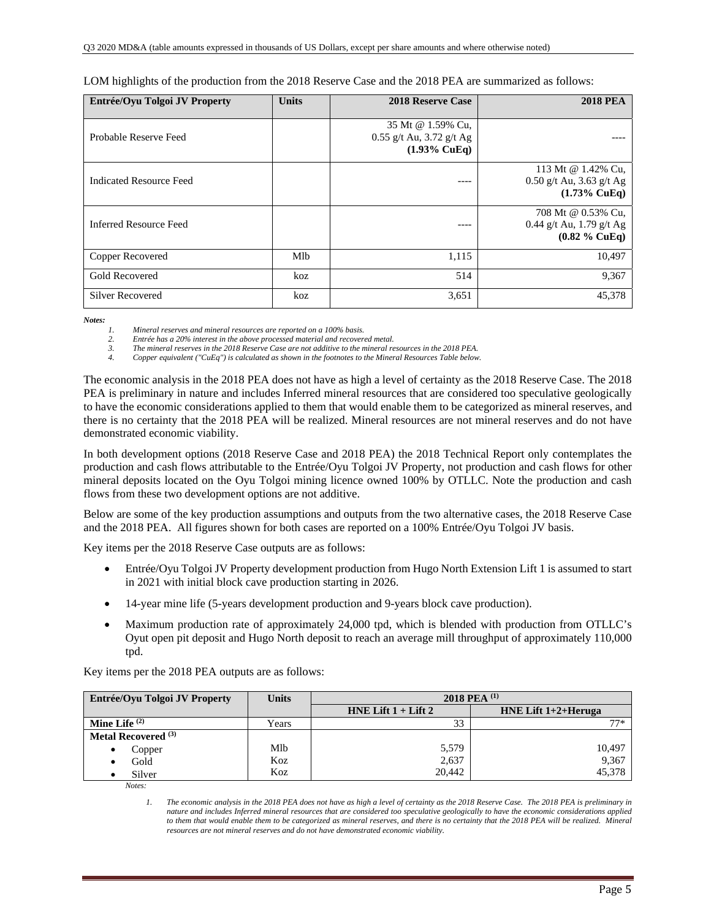LOM highlights of the production from the 2018 Reserve Case and the 2018 PEA are summarized as follows:

| Entrée/Oyu Tolgoi JV Property | Units | 2018 Reserve Case | 2018 PEA |
|---|---|---|---|
| Probable Reserve Feed | | 35 Mt @ 1.59% Cu, 0.55 g/t Au, 3.72 g/t Ag **(1.93% CuEq)** | ---- |
| Indicated Resource Feed | | ---- | 113 Mt @ 1.42% Cu, 0.50 g/t Au, 3.63 g/t Ag **(1.73% CuEq)** |
| Inferred Resource Feed | | ---- | 708 Mt @ 0.53% Cu, 0.44 g/t Au, 1.79 g/t Ag **(0.82 % CuEq)** |
| Copper Recovered | Mlb | 1,115 | 10,497 |
| Gold Recovered | koz | 514 | 9,367 |
| Silver Recovered | koz | 3,651 | 45,378 |

***Notes:***

1. *Mineral reserves and mineral resources are reported on a 100% basis.*
2. *Entrée has a 20% interest in the above processed material and recovered metal.*
3. *The mineral reserves in the 2018 Reserve Case are not additive to the mineral resources in the 2018 PEA.*
4. *Copper equivalent ("CuEq") is calculated as shown in the footnotes to the Mineral Resources Table below.*

The economic analysis in the 2018 PEA does not have as high a level of certainty as the 2018 Reserve Case. The 2018 PEA is preliminary in nature and includes Inferred mineral resources that are considered too speculative geologically to have the economic considerations applied to them that would enable them to be categorized as mineral reserves, and there is no certainty that the 2018 PEA will be realized. Mineral resources are not mineral reserves and do not have demonstrated economic viability.

In both development options (2018 Reserve Case and 2018 PEA) the 2018 Technical Report only contemplates the production and cash flows attributable to the Entrée/Oyu Tolgoi JV Property, not production and cash flows for other mineral deposits located on the Oyu Tolgoi mining licence owned 100% by OTLLC. Note the production and cash flows from these two development options are not additive.

Below are some of the key production assumptions and outputs from the two alternative cases, the 2018 Reserve Case and the 2018 PEA. All figures shown for both cases are reported on a 100% Entrée/Oyu Tolgoi JV basis.

Key items per the 2018 Reserve Case outputs are as follows:

- Entrée/Oyu Tolgoi JV Property development production from Hugo North Extension Lift 1 is assumed to start in 2021 with initial block cave production starting in 2026.
- 14-year mine life (5-years development production and 9-years block cave production).
- Maximum production rate of approximately 24,000 tpd, which is blended with production from OTLLC's Oyut open pit deposit and Hugo North deposit to reach an average mill throughput of approximately 110,000 tpd.

Key items per the 2018 PEA outputs are as follows:

| Entrée/Oyu Tolgoi JV Property | Units | 2018 PEA [(1)] | |
|---|---|---|---|
| | | **HNE Lift 1 + Lift 2** | **HNE Lift 1+2+Heruga** |
| **Mine Life [(2)]** | Years | 33 | 77* |
| **Metal Recovered [(3)]** | | | |
| • Copper | Mlb | 5,579 | 10,497 |
| • Gold | Koz | 2,637 | 9,367 |
| • Silver | Koz | 20,442 | 45,378 |

*Notes:*

1. *The economic analysis in the 2018 PEA does not have as high a level of certainty as the 2018 Reserve Case. The 2018 PEA is preliminary in nature and includes Inferred mineral resources that are considered too speculative geologically to have the economic considerations applied to them that would enable them to be categorized as mineral reserves, and there is no certainty that the 2018 PEA will be realized. Mineral resources are not mineral reserves and do not have demonstrated economic viability.*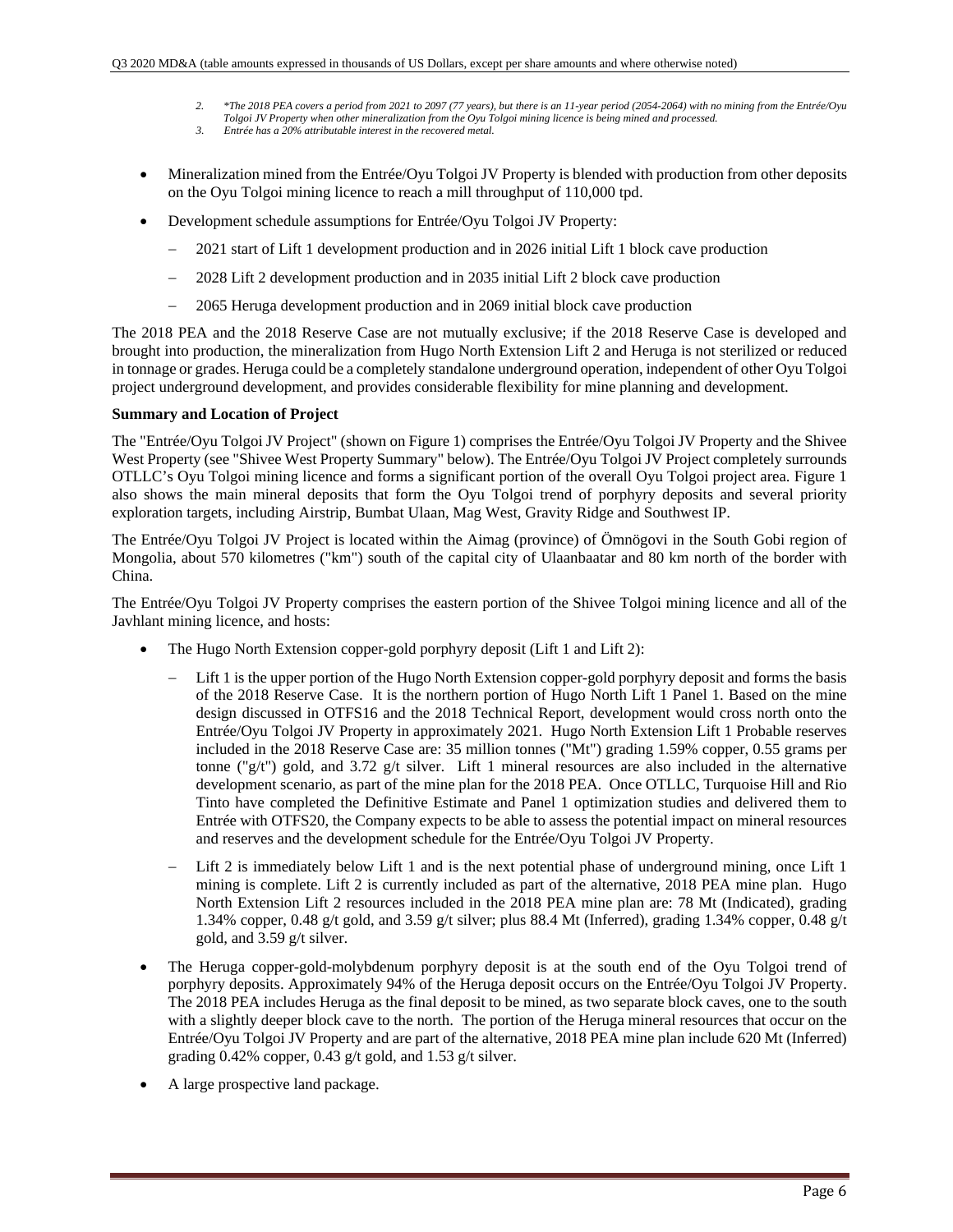2. *\*The 2018 PEA covers a period from 2021 to 2097 (77 years), but there is an 11-year period (2054-2064) with no mining from the Entrée/Oyu Tolgoi JV Property when other mineralization from the Oyu Tolgoi mining licence is being mined and processed.*
3. *Entrée has a 20% attributable interest in the recovered metal.*

- Mineralization mined from the Entrée/Oyu Tolgoi JV Property is blended with production from other deposits on the Oyu Tolgoi mining licence to reach a mill throughput of 110,000 tpd.
- Development schedule assumptions for Entrée/Oyu Tolgoi JV Property:
  - 2021 start of Lift 1 development production and in 2026 initial Lift 1 block cave production
  - 2028 Lift 2 development production and in 2035 initial Lift 2 block cave production
  - 2065 Heruga development production and in 2069 initial block cave production

The 2018 PEA and the 2018 Reserve Case are not mutually exclusive; if the 2018 Reserve Case is developed and brought into production, the mineralization from Hugo North Extension Lift 2 and Heruga is not sterilized or reduced in tonnage or grades. Heruga could be a completely standalone underground operation, independent of other Oyu Tolgoi project underground development, and provides considerable flexibility for mine planning and development.

**Summary and Location of Project**

The "Entrée/Oyu Tolgoi JV Project" (shown on Figure 1) comprises the Entrée/Oyu Tolgoi JV Property and the Shivee West Property (see "Shivee West Property Summary" below). The Entrée/Oyu Tolgoi JV Project completely surrounds OTLLC's Oyu Tolgoi mining licence and forms a significant portion of the overall Oyu Tolgoi project area. Figure 1 also shows the main mineral deposits that form the Oyu Tolgoi trend of porphyry deposits and several priority exploration targets, including Airstrip, Bumbat Ulaan, Mag West, Gravity Ridge and Southwest IP.

The Entrée/Oyu Tolgoi JV Project is located within the Aimag (province) of Ömnögovi in the South Gobi region of Mongolia, about 570 kilometres ("km") south of the capital city of Ulaanbaatar and 80 km north of the border with China.

The Entrée/Oyu Tolgoi JV Property comprises the eastern portion of the Shivee Tolgoi mining licence and all of the Javhlant mining licence, and hosts:

- The Hugo North Extension copper-gold porphyry deposit (Lift 1 and Lift 2):
  - Lift 1 is the upper portion of the Hugo North Extension copper-gold porphyry deposit and forms the basis of the 2018 Reserve Case. It is the northern portion of Hugo North Lift 1 Panel 1. Based on the mine design discussed in OTFS16 and the 2018 Technical Report, development would cross north onto the Entrée/Oyu Tolgoi JV Property in approximately 2021. Hugo North Extension Lift 1 Probable reserves included in the 2018 Reserve Case are: 35 million tonnes ("Mt") grading 1.59% copper, 0.55 grams per tonne ("g/t") gold, and 3.72 g/t silver. Lift 1 mineral resources are also included in the alternative development scenario, as part of the mine plan for the 2018 PEA. Once OTLLC, Turquoise Hill and Rio Tinto have completed the Definitive Estimate and Panel 1 optimization studies and delivered them to Entrée with OTFS20, the Company expects to be able to assess the potential impact on mineral resources and reserves and the development schedule for the Entrée/Oyu Tolgoi JV Property.
  - Lift 2 is immediately below Lift 1 and is the next potential phase of underground mining, once Lift 1 mining is complete. Lift 2 is currently included as part of the alternative, 2018 PEA mine plan. Hugo North Extension Lift 2 resources included in the 2018 PEA mine plan are: 78 Mt (Indicated), grading 1.34% copper, 0.48 g/t gold, and 3.59 g/t silver; plus 88.4 Mt (Inferred), grading 1.34% copper, 0.48 g/t gold, and 3.59 g/t silver.
- The Heruga copper-gold-molybdenum porphyry deposit is at the south end of the Oyu Tolgoi trend of porphyry deposits. Approximately 94% of the Heruga deposit occurs on the Entrée/Oyu Tolgoi JV Property. The 2018 PEA includes Heruga as the final deposit to be mined, as two separate block caves, one to the south with a slightly deeper block cave to the north. The portion of the Heruga mineral resources that occur on the Entrée/Oyu Tolgoi JV Property and are part of the alternative, 2018 PEA mine plan include 620 Mt (Inferred) grading 0.42% copper, 0.43 g/t gold, and 1.53 g/t silver.
- A large prospective land package.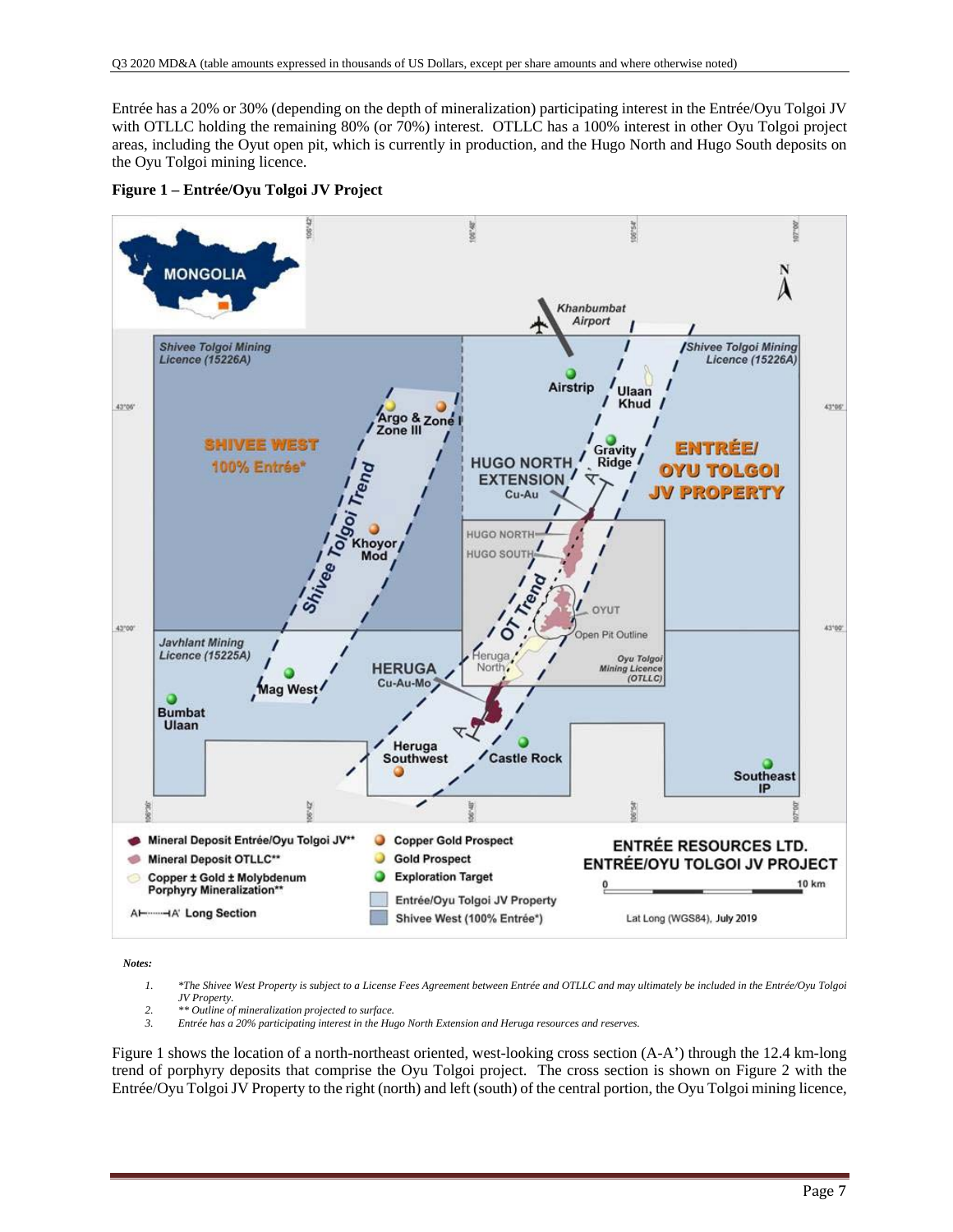Entrée has a 20% or 30% (depending on the depth of mineralization) participating interest in the Entrée/Oyu Tolgoi JV with OTLLC holding the remaining 80% (or 70%) interest. OTLLC has a 100% interest in other Oyu Tolgoi project areas, including the Oyut open pit, which is currently in production, and the Hugo North and Hugo South deposits on the Oyu Tolgoi mining licence.

**Figure 1 – Entrée/Oyu Tolgoi JV Project**

*Notes:*

1. *\*The Shivee West Property is subject to a License Fees Agreement between Entrée and OTLLC and may ultimately be included in the Entrée/Oyu Tolgoi JV Property.*
2. *\*\* Outline of mineralization projected to surface.*
3. *Entrée has a 20% participating interest in the Hugo North Extension and Heruga resources and reserves.*

Figure 1 shows the location of a north-northeast oriented, west-looking cross section (A-A') through the 12.4 km-long trend of porphyry deposits that comprise the Oyu Tolgoi project. The cross section is shown on Figure 2 with the Entrée/Oyu Tolgoi JV Property to the right (north) and left (south) of the central portion, the Oyu Tolgoi mining licence,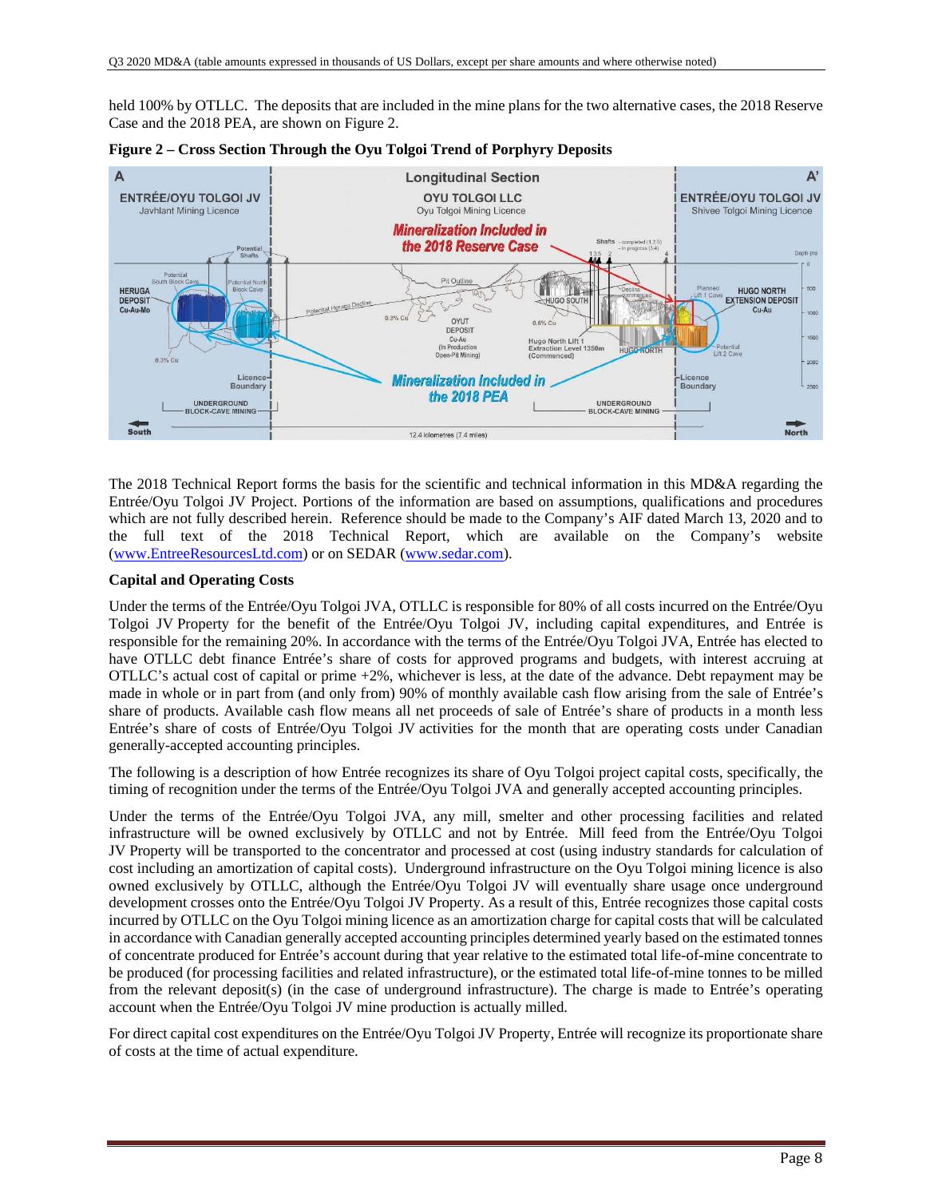held 100% by OTLLC. The deposits that are included in the mine plans for the two alternative cases, the 2018 Reserve Case and the 2018 PEA, are shown on Figure 2.

**Figure 2 – Cross Section Through the Oyu Tolgoi Trend of Porphyry Deposits**

The 2018 Technical Report forms the basis for the scientific and technical information in this MD&A regarding the Entrée/Oyu Tolgoi JV Project. Portions of the information are based on assumptions, qualifications and procedures which are not fully described herein. Reference should be made to the Company's AIF dated March 13, 2020 and to the full text of the 2018 Technical Report, which are available on the Company's website (www.EntreeResourcesLtd.com) or on SEDAR (www.sedar.com).

**Capital and Operating Costs**

Under the terms of the Entrée/Oyu Tolgoi JVA, OTLLC is responsible for 80% of all costs incurred on the Entrée/Oyu Tolgoi JV Property for the benefit of the Entrée/Oyu Tolgoi JV, including capital expenditures, and Entrée is responsible for the remaining 20%. In accordance with the terms of the Entrée/Oyu Tolgoi JVA, Entrée has elected to have OTLLC debt finance Entrée's share of costs for approved programs and budgets, with interest accruing at OTLLC's actual cost of capital or prime +2%, whichever is less, at the date of the advance. Debt repayment may be made in whole or in part from (and only from) 90% of monthly available cash flow arising from the sale of Entrée's share of products. Available cash flow means all net proceeds of sale of Entrée's share of products in a month less Entrée's share of costs of Entrée/Oyu Tolgoi JV activities for the month that are operating costs under Canadian generally-accepted accounting principles.

The following is a description of how Entrée recognizes its share of Oyu Tolgoi project capital costs, specifically, the timing of recognition under the terms of the Entrée/Oyu Tolgoi JVA and generally accepted accounting principles.

Under the terms of the Entrée/Oyu Tolgoi JVA, any mill, smelter and other processing facilities and related infrastructure will be owned exclusively by OTLLC and not by Entrée. Mill feed from the Entrée/Oyu Tolgoi JV Property will be transported to the concentrator and processed at cost (using industry standards for calculation of cost including an amortization of capital costs). Underground infrastructure on the Oyu Tolgoi mining licence is also owned exclusively by OTLLC, although the Entrée/Oyu Tolgoi JV will eventually share usage once underground development crosses onto the Entrée/Oyu Tolgoi JV Property. As a result of this, Entrée recognizes those capital costs incurred by OTLLC on the Oyu Tolgoi mining licence as an amortization charge for capital costs that will be calculated in accordance with Canadian generally accepted accounting principles determined yearly based on the estimated tonnes of concentrate produced for Entrée's account during that year relative to the estimated total life-of-mine concentrate to be produced (for processing facilities and related infrastructure), or the estimated total life-of-mine tonnes to be milled from the relevant deposit(s) (in the case of underground infrastructure). The charge is made to Entrée's operating account when the Entrée/Oyu Tolgoi JV mine production is actually milled.

For direct capital cost expenditures on the Entrée/Oyu Tolgoi JV Property, Entrée will recognize its proportionate share of costs at the time of actual expenditure.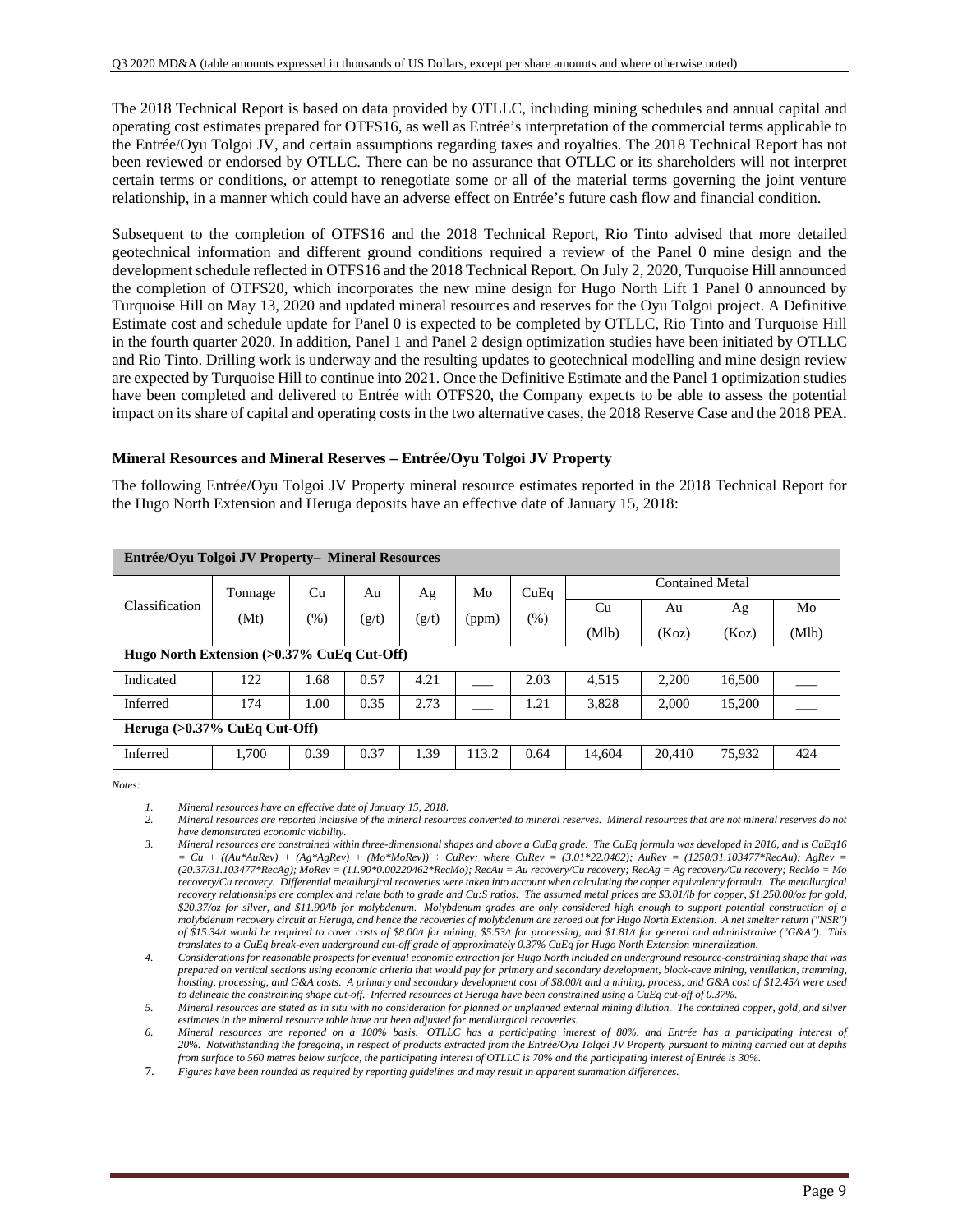The 2018 Technical Report is based on data provided by OTLLC, including mining schedules and annual capital and operating cost estimates prepared for OTFS16, as well as Entrée's interpretation of the commercial terms applicable to the Entrée/Oyu Tolgoi JV, and certain assumptions regarding taxes and royalties. The 2018 Technical Report has not been reviewed or endorsed by OTLLC. There can be no assurance that OTLLC or its shareholders will not interpret certain terms or conditions, or attempt to renegotiate some or all of the material terms governing the joint venture relationship, in a manner which could have an adverse effect on Entrée's future cash flow and financial condition.

Subsequent to the completion of OTFS16 and the 2018 Technical Report, Rio Tinto advised that more detailed geotechnical information and different ground conditions required a review of the Panel 0 mine design and the development schedule reflected in OTFS16 and the 2018 Technical Report. On July 2, 2020, Turquoise Hill announced the completion of OTFS20, which incorporates the new mine design for Hugo North Lift 1 Panel 0 announced by Turquoise Hill on May 13, 2020 and updated mineral resources and reserves for the Oyu Tolgoi project. A Definitive Estimate cost and schedule update for Panel 0 is expected to be completed by OTLLC, Rio Tinto and Turquoise Hill in the fourth quarter 2020. In addition, Panel 1 and Panel 2 design optimization studies have been initiated by OTLLC and Rio Tinto. Drilling work is underway and the resulting updates to geotechnical modelling and mine design review are expected by Turquoise Hill to continue into 2021. Once the Definitive Estimate and the Panel 1 optimization studies have been completed and delivered to Entrée with OTFS20, the Company expects to be able to assess the potential impact on its share of capital and operating costs in the two alternative cases, the 2018 Reserve Case and the 2018 PEA.

### Mineral Resources and Mineral Reserves – Entrée/Oyu Tolgoi JV Property

The following Entrée/Oyu Tolgoi JV Property mineral resource estimates reported in the 2018 Technical Report for the Hugo North Extension and Heruga deposits have an effective date of January 15, 2018:

| **Entrée/Oyu Tolgoi JV Property– Mineral Resources** | | | | | | | | | | |
|---|---|---|---|---|---|---|---|---|---|---|
| Classification | Tonnage (Mt) | Cu (%) | Au (g/t) | Ag (g/t) | Mo (ppm) | CuEq (%) | Contained Metal | | | |
| | | | | | | | Cu (Mlb) | Au (Koz) | Ag (Koz) | Mo (Mlb) |
| **Hugo North Extension (>0.37% CuEq Cut-Off)** | | | | | | | | | | |
| Indicated | 122 | 1.68 | 0.57 | 4.21 | ___ | 2.03 | 4,515 | 2,200 | 16,500 | ___ |
| Inferred | 174 | 1.00 | 0.35 | 2.73 | ___ | 1.21 | 3,828 | 2,000 | 15,200 | ___ |
| **Heruga (>0.37% CuEq Cut-Off)** | | | | | | | | | | |
| Inferred | 1,700 | 0.39 | 0.37 | 1.39 | 113.2 | 0.64 | 14,604 | 20,410 | 75,932 | 424 |

*Notes:*

1. *Mineral resources have an effective date of January 15, 2018.*
2. *Mineral resources are reported inclusive of the mineral resources converted to mineral reserves. Mineral resources that are not mineral reserves do not have demonstrated economic viability.*
3. *Mineral resources are constrained within three-dimensional shapes and above a CuEq grade. The CuEq formula was developed in 2016, and is CuEq16 = Cu + ((Au\*AuRev) + (Ag\*AgRev) + (Mo\*MoRev)) ÷ CuRev; where CuRev = (3.01\*22.0462); AuRev = (1250/31.103477\*RecAu); AgRev = (20.37/31.103477\*RecAg); MoRev = (11.90\*0.00220462\*RecMo); RecAu = Au recovery/Cu recovery; RecAg = Ag recovery/Cu recovery; RecMo = Mo recovery/Cu recovery. Differential metallurgical recoveries were taken into account when calculating the copper equivalency formula. The metallurgical recovery relationships are complex and relate both to grade and Cu:S ratios. The assumed metal prices are $3.01/lb for copper, $1,250.00/oz for gold, $20.37/oz for silver, and $11.90/lb for molybdenum. Molybdenum grades are only considered high enough to support potential construction of a molybdenum recovery circuit at Heruga, and hence the recoveries of molybdenum are zeroed out for Hugo North Extension. A net smelter return ("NSR") of $15.34/t would be required to cover costs of $8.00/t for mining, $5.53/t for processing, and $1.81/t for general and administrative ("G&A"). This translates to a CuEq break-even underground cut-off grade of approximately 0.37% CuEq for Hugo North Extension mineralization.*
4. *Considerations for reasonable prospects for eventual economic extraction for Hugo North included an underground resource-constraining shape that was prepared on vertical sections using economic criteria that would pay for primary and secondary development, block-cave mining, ventilation, tramming, hoisting, processing, and G&A costs. A primary and secondary development cost of $8.00/t and a mining, process, and G&A cost of $12.45/t were used to delineate the constraining shape cut-off. Inferred resources at Heruga have been constrained using a CuEq cut-off of 0.37%.*
5. *Mineral resources are stated as in situ with no consideration for planned or unplanned external mining dilution. The contained copper, gold, and silver estimates in the mineral resource table have not been adjusted for metallurgical recoveries.*
6. *Mineral resources are reported on a 100% basis. OTLLC has a participating interest of 80%, and Entrée has a participating interest of 20%. Notwithstanding the foregoing, in respect of products extracted from the Entrée/Oyu Tolgoi JV Property pursuant to mining carried out at depths from surface to 560 metres below surface, the participating interest of OTLLC is 70% and the participating interest of Entrée is 30%.*
7. *Figures have been rounded as required by reporting guidelines and may result in apparent summation differences.*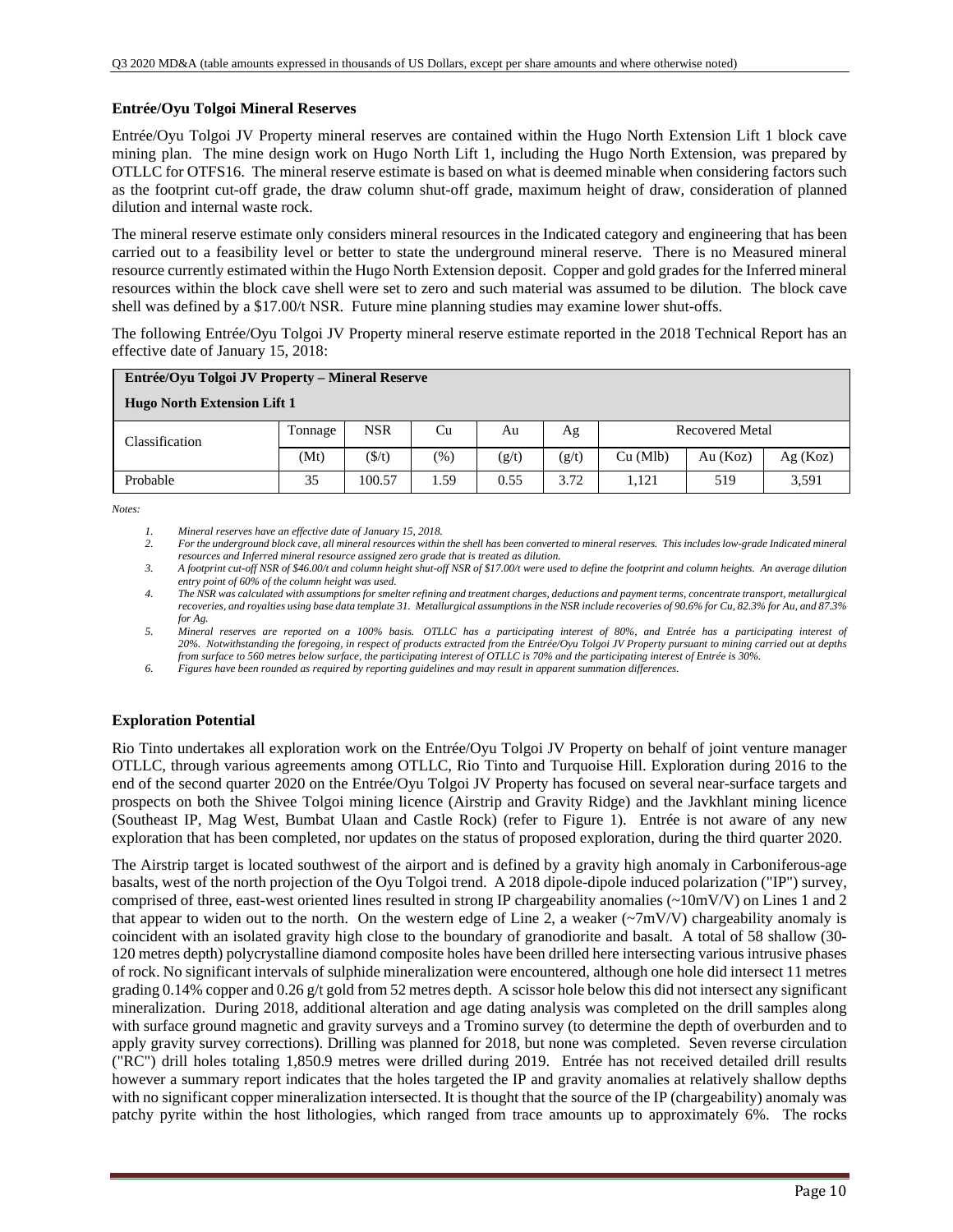### Entrée/Oyu Tolgoi Mineral Reserves

Entrée/Oyu Tolgoi JV Property mineral reserves are contained within the Hugo North Extension Lift 1 block cave mining plan. The mine design work on Hugo North Lift 1, including the Hugo North Extension, was prepared by OTLLC for OTFS16. The mineral reserve estimate is based on what is deemed minable when considering factors such as the footprint cut-off grade, the draw column shut-off grade, maximum height of draw, consideration of planned dilution and internal waste rock.

The mineral reserve estimate only considers mineral resources in the Indicated category and engineering that has been carried out to a feasibility level or better to state the underground mineral reserve. There is no Measured mineral resource currently estimated within the Hugo North Extension deposit. Copper and gold grades for the Inferred mineral resources within the block cave shell were set to zero and such material was assumed to be dilution. The block cave shell was defined by a $17.00/t NSR. Future mine planning studies may examine lower shut-offs.

The following Entrée/Oyu Tolgoi JV Property mineral reserve estimate reported in the 2018 Technical Report has an effective date of January 15, 2018:

| **Entrée/Oyu Tolgoi JV Property – Mineral Reserve**<br>**Hugo North Extension Lift 1** | | | | | | | | |
|---|---|---|---|---|---|---|---|---|
| Classification | Tonnage | NSR | Cu | Au | Ag | Recovered Metal | | |
| | (Mt) | ($/t) | (%) | (g/t) | (g/t) | Cu (Mlb) | Au (Koz) | Ag (Koz) |
| Probable | 35 | 100.57 | 1.59 | 0.55 | 3.72 | 1,121 | 519 | 3,591 |

*Notes:*

1. *Mineral reserves have an effective date of January 15, 2018.*
2. *For the underground block cave, all mineral resources within the shell has been converted to mineral reserves. This includes low-grade Indicated mineral resources and Inferred mineral resource assigned zero grade that is treated as dilution.*
3. *A footprint cut-off NSR of $46.00/t and column height shut-off NSR of $17.00/t were used to define the footprint and column heights. An average dilution entry point of 60% of the column height was used.*
4. *The NSR was calculated with assumptions for smelter refining and treatment charges, deductions and payment terms, concentrate transport, metallurgical recoveries, and royalties using base data template 31. Metallurgical assumptions in the NSR include recoveries of 90.6% for Cu, 82.3% for Au, and 87.3% for Ag.*
5. *Mineral reserves are reported on a 100% basis. OTLLC has a participating interest of 80%, and Entrée has a participating interest of 20%. Notwithstanding the foregoing, in respect of products extracted from the Entrée/Oyu Tolgoi JV Property pursuant to mining carried out at depths from surface to 560 metres below surface, the participating interest of OTLLC is 70% and the participating interest of Entrée is 30%.*
6. *Figures have been rounded as required by reporting guidelines and may result in apparent summation differences.*

### Exploration Potential

Rio Tinto undertakes all exploration work on the Entrée/Oyu Tolgoi JV Property on behalf of joint venture manager OTLLC, through various agreements among OTLLC, Rio Tinto and Turquoise Hill. Exploration during 2016 to the end of the second quarter 2020 on the Entrée/Oyu Tolgoi JV Property has focused on several near-surface targets and prospects on both the Shivee Tolgoi mining licence (Airstrip and Gravity Ridge) and the Javkhlant mining licence (Southeast IP, Mag West, Bumbat Ulaan and Castle Rock) (refer to Figure 1). Entrée is not aware of any new exploration that has been completed, nor updates on the status of proposed exploration, during the third quarter 2020.

The Airstrip target is located southwest of the airport and is defined by a gravity high anomaly in Carboniferous-age basalts, west of the north projection of the Oyu Tolgoi trend. A 2018 dipole-dipole induced polarization ("IP") survey, comprised of three, east-west oriented lines resulted in strong IP chargeability anomalies (~10mV/V) on Lines 1 and 2 that appear to widen out to the north. On the western edge of Line 2, a weaker (~7mV/V) chargeability anomaly is coincident with an isolated gravity high close to the boundary of granodiorite and basalt. A total of 58 shallow (30-120 metres depth) polycrystalline diamond composite holes have been drilled here intersecting various intrusive phases of rock. No significant intervals of sulphide mineralization were encountered, although one hole did intersect 11 metres grading 0.14% copper and 0.26 g/t gold from 52 metres depth. A scissor hole below this did not intersect any significant mineralization. During 2018, additional alteration and age dating analysis was completed on the drill samples along with surface ground magnetic and gravity surveys and a Tromino survey (to determine the depth of overburden and to apply gravity survey corrections). Drilling was planned for 2018, but none was completed. Seven reverse circulation ("RC") drill holes totaling 1,850.9 metres were drilled during 2019. Entrée has not received detailed drill results however a summary report indicates that the holes targeted the IP and gravity anomalies at relatively shallow depths with no significant copper mineralization intersected. It is thought that the source of the IP (chargeability) anomaly was patchy pyrite within the host lithologies, which ranged from trace amounts up to approximately 6%. The rocks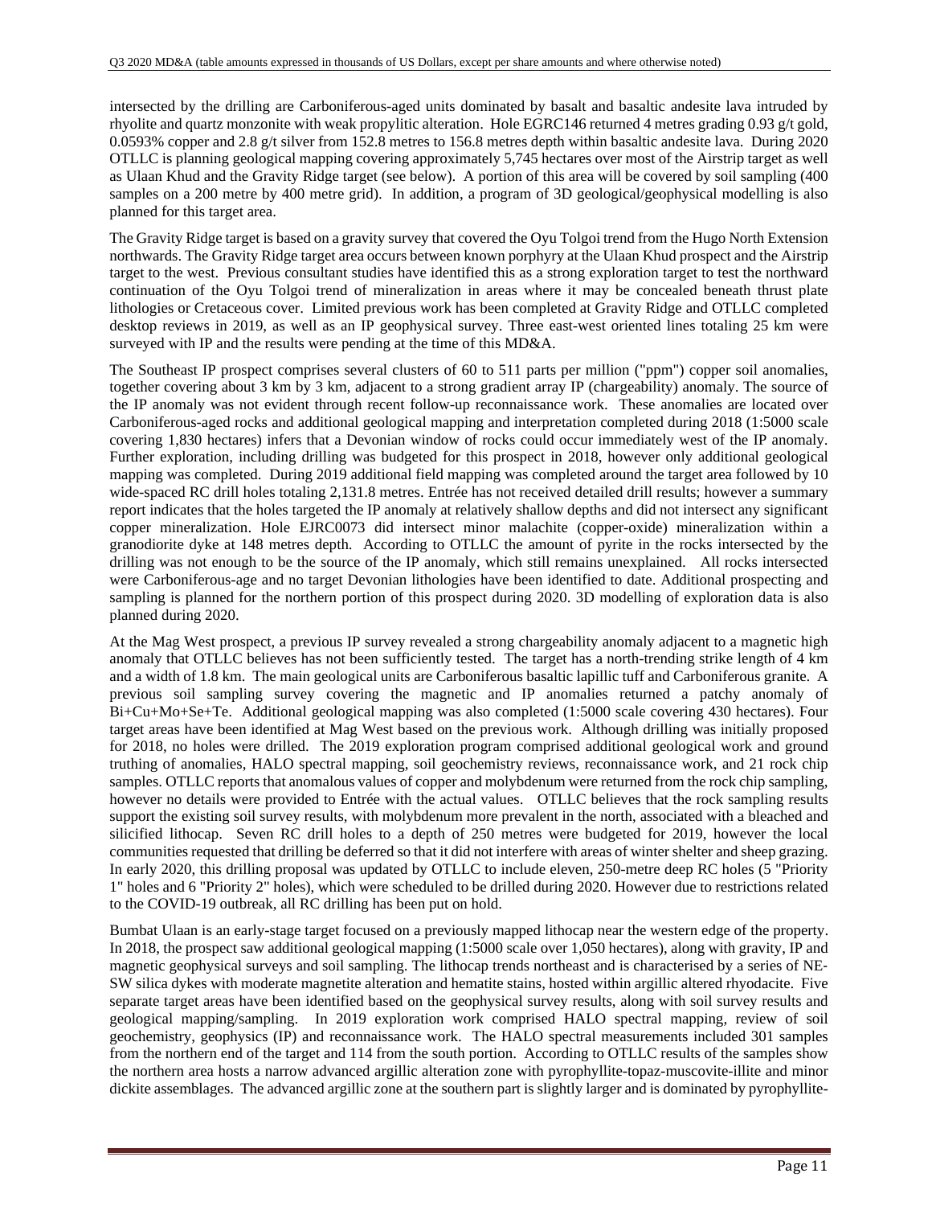intersected by the drilling are Carboniferous-aged units dominated by basalt and basaltic andesite lava intruded by rhyolite and quartz monzonite with weak propylitic alteration. Hole EGRC146 returned 4 metres grading 0.93 g/t gold, 0.0593% copper and 2.8 g/t silver from 152.8 metres to 156.8 metres depth within basaltic andesite lava. During 2020 OTLLC is planning geological mapping covering approximately 5,745 hectares over most of the Airstrip target as well as Ulaan Khud and the Gravity Ridge target (see below). A portion of this area will be covered by soil sampling (400 samples on a 200 metre by 400 metre grid). In addition, a program of 3D geological/geophysical modelling is also planned for this target area.

The Gravity Ridge target is based on a gravity survey that covered the Oyu Tolgoi trend from the Hugo North Extension northwards. The Gravity Ridge target area occurs between known porphyry at the Ulaan Khud prospect and the Airstrip target to the west. Previous consultant studies have identified this as a strong exploration target to test the northward continuation of the Oyu Tolgoi trend of mineralization in areas where it may be concealed beneath thrust plate lithologies or Cretaceous cover. Limited previous work has been completed at Gravity Ridge and OTLLC completed desktop reviews in 2019, as well as an IP geophysical survey. Three east-west oriented lines totaling 25 km were surveyed with IP and the results were pending at the time of this MD&A.

The Southeast IP prospect comprises several clusters of 60 to 511 parts per million ("ppm") copper soil anomalies, together covering about 3 km by 3 km, adjacent to a strong gradient array IP (chargeability) anomaly. The source of the IP anomaly was not evident through recent follow-up reconnaissance work. These anomalies are located over Carboniferous-aged rocks and additional geological mapping and interpretation completed during 2018 (1:5000 scale covering 1,830 hectares) infers that a Devonian window of rocks could occur immediately west of the IP anomaly. Further exploration, including drilling was budgeted for this prospect in 2018, however only additional geological mapping was completed. During 2019 additional field mapping was completed around the target area followed by 10 wide-spaced RC drill holes totaling 2,131.8 metres. Entrée has not received detailed drill results; however a summary report indicates that the holes targeted the IP anomaly at relatively shallow depths and did not intersect any significant copper mineralization. Hole EJRC0073 did intersect minor malachite (copper-oxide) mineralization within a granodiorite dyke at 148 metres depth. According to OTLLC the amount of pyrite in the rocks intersected by the drilling was not enough to be the source of the IP anomaly, which still remains unexplained. All rocks intersected were Carboniferous-age and no target Devonian lithologies have been identified to date. Additional prospecting and sampling is planned for the northern portion of this prospect during 2020. 3D modelling of exploration data is also planned during 2020.

At the Mag West prospect, a previous IP survey revealed a strong chargeability anomaly adjacent to a magnetic high anomaly that OTLLC believes has not been sufficiently tested. The target has a north-trending strike length of 4 km and a width of 1.8 km. The main geological units are Carboniferous basaltic lapillic tuff and Carboniferous granite. A previous soil sampling survey covering the magnetic and IP anomalies returned a patchy anomaly of Bi+Cu+Mo+Se+Te. Additional geological mapping was also completed (1:5000 scale covering 430 hectares). Four target areas have been identified at Mag West based on the previous work. Although drilling was initially proposed for 2018, no holes were drilled. The 2019 exploration program comprised additional geological work and ground truthing of anomalies, HALO spectral mapping, soil geochemistry reviews, reconnaissance work, and 21 rock chip samples. OTLLC reports that anomalous values of copper and molybdenum were returned from the rock chip sampling, however no details were provided to Entrée with the actual values. OTLLC believes that the rock sampling results support the existing soil survey results, with molybdenum more prevalent in the north, associated with a bleached and silicified lithocap. Seven RC drill holes to a depth of 250 metres were budgeted for 2019, however the local communities requested that drilling be deferred so that it did not interfere with areas of winter shelter and sheep grazing. In early 2020, this drilling proposal was updated by OTLLC to include eleven, 250-metre deep RC holes (5 "Priority 1" holes and 6 "Priority 2" holes), which were scheduled to be drilled during 2020. However due to restrictions related to the COVID-19 outbreak, all RC drilling has been put on hold.

Bumbat Ulaan is an early-stage target focused on a previously mapped lithocap near the western edge of the property. In 2018, the prospect saw additional geological mapping (1:5000 scale over 1,050 hectares), along with gravity, IP and magnetic geophysical surveys and soil sampling. The lithocap trends northeast and is characterised by a series of NE-SW silica dykes with moderate magnetite alteration and hematite stains, hosted within argillic altered rhyodacite. Five separate target areas have been identified based on the geophysical survey results, along with soil survey results and geological mapping/sampling. In 2019 exploration work comprised HALO spectral mapping, review of soil geochemistry, geophysics (IP) and reconnaissance work. The HALO spectral measurements included 301 samples from the northern end of the target and 114 from the south portion. According to OTLLC results of the samples show the northern area hosts a narrow advanced argillic alteration zone with pyrophyllite-topaz-muscovite-illite and minor dickite assemblages. The advanced argillic zone at the southern part is slightly larger and is dominated by pyrophyllite-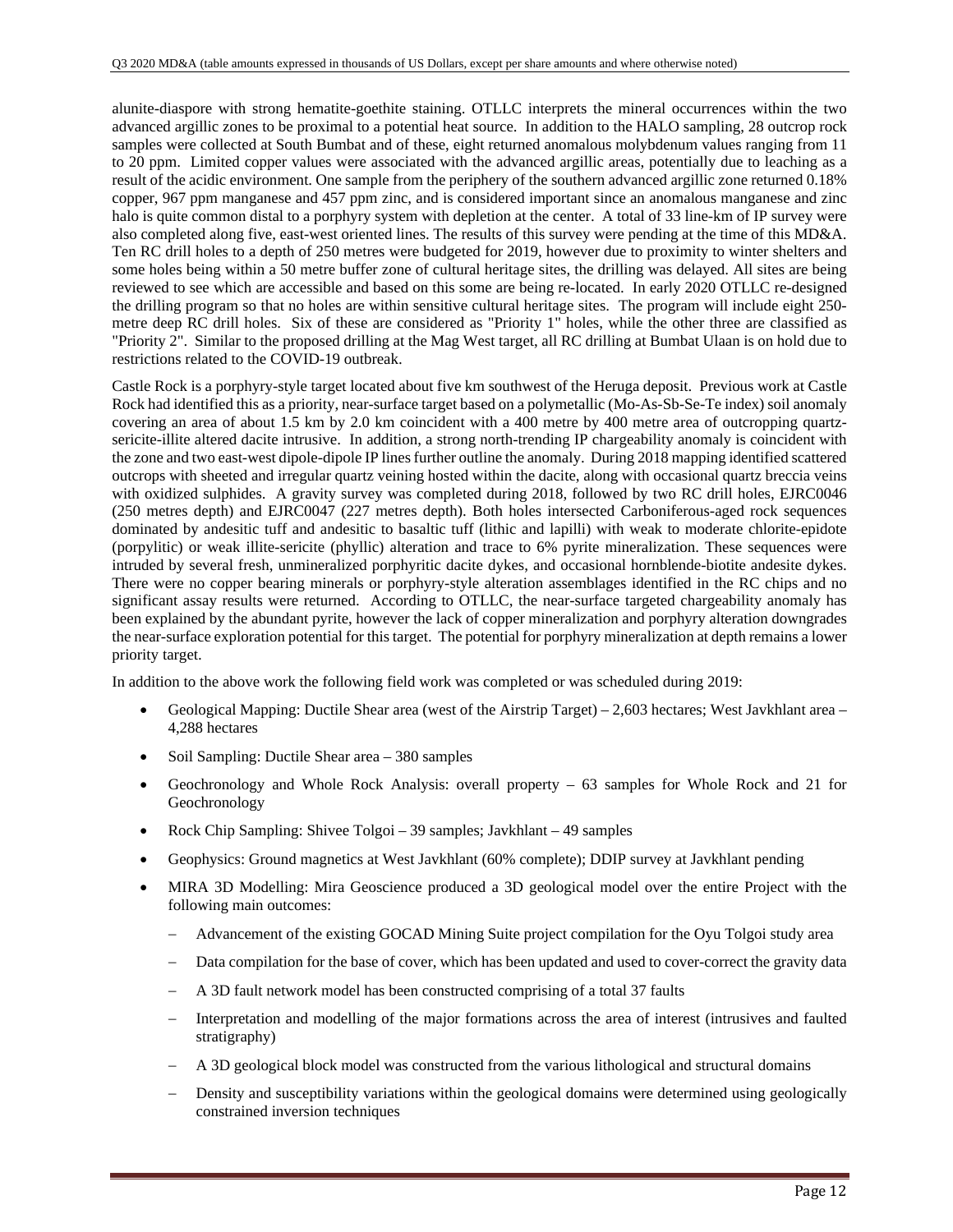alunite-diaspore with strong hematite-goethite staining. OTLLC interprets the mineral occurrences within the two advanced argillic zones to be proximal to a potential heat source. In addition to the HALO sampling, 28 outcrop rock samples were collected at South Bumbat and of these, eight returned anomalous molybdenum values ranging from 11 to 20 ppm. Limited copper values were associated with the advanced argillic areas, potentially due to leaching as a result of the acidic environment. One sample from the periphery of the southern advanced argillic zone returned 0.18% copper, 967 ppm manganese and 457 ppm zinc, and is considered important since an anomalous manganese and zinc halo is quite common distal to a porphyry system with depletion at the center. A total of 33 line-km of IP survey were also completed along five, east-west oriented lines. The results of this survey were pending at the time of this MD&A. Ten RC drill holes to a depth of 250 metres were budgeted for 2019, however due to proximity to winter shelters and some holes being within a 50 metre buffer zone of cultural heritage sites, the drilling was delayed. All sites are being reviewed to see which are accessible and based on this some are being re-located. In early 2020 OTLLC re-designed the drilling program so that no holes are within sensitive cultural heritage sites. The program will include eight 250-metre deep RC drill holes. Six of these are considered as "Priority 1" holes, while the other three are classified as "Priority 2". Similar to the proposed drilling at the Mag West target, all RC drilling at Bumbat Ulaan is on hold due to restrictions related to the COVID-19 outbreak.

Castle Rock is a porphyry-style target located about five km southwest of the Heruga deposit. Previous work at Castle Rock had identified this as a priority, near-surface target based on a polymetallic (Mo-As-Sb-Se-Te index) soil anomaly covering an area of about 1.5 km by 2.0 km coincident with a 400 metre by 400 metre area of outcropping quartz-sericite-illite altered dacite intrusive. In addition, a strong north-trending IP chargeability anomaly is coincident with the zone and two east-west dipole-dipole IP lines further outline the anomaly. During 2018 mapping identified scattered outcrops with sheeted and irregular quartz veining hosted within the dacite, along with occasional quartz breccia veins with oxidized sulphides. A gravity survey was completed during 2018, followed by two RC drill holes, EJRC0046 (250 metres depth) and EJRC0047 (227 metres depth). Both holes intersected Carboniferous-aged rock sequences dominated by andesitic tuff and andesitic to basaltic tuff (lithic and lapilli) with weak to moderate chlorite-epidote (porpylitic) or weak illite-sericite (phyllic) alteration and trace to 6% pyrite mineralization. These sequences were intruded by several fresh, unmineralized porphyritic dacite dykes, and occasional hornblende-biotite andesite dykes. There were no copper bearing minerals or porphyry-style alteration assemblages identified in the RC chips and no significant assay results were returned. According to OTLLC, the near-surface targeted chargeability anomaly has been explained by the abundant pyrite, however the lack of copper mineralization and porphyry alteration downgrades the near-surface exploration potential for this target. The potential for porphyry mineralization at depth remains a lower priority target.

In addition to the above work the following field work was completed or was scheduled during 2019:

- Geological Mapping: Ductile Shear area (west of the Airstrip Target) – 2,603 hectares; West Javkhlant area – 4,288 hectares
- Soil Sampling: Ductile Shear area – 380 samples
- Geochronology and Whole Rock Analysis: overall property – 63 samples for Whole Rock and 21 for Geochronology
- Rock Chip Sampling: Shivee Tolgoi – 39 samples; Javkhlant – 49 samples
- Geophysics: Ground magnetics at West Javkhlant (60% complete); DDIP survey at Javkhlant pending
- MIRA 3D Modelling: Mira Geoscience produced a 3D geological model over the entire Project with the following main outcomes:
  - Advancement of the existing GOCAD Mining Suite project compilation for the Oyu Tolgoi study area
  - Data compilation for the base of cover, which has been updated and used to cover-correct the gravity data
  - A 3D fault network model has been constructed comprising of a total 37 faults
  - Interpretation and modelling of the major formations across the area of interest (intrusives and faulted stratigraphy)
  - A 3D geological block model was constructed from the various lithological and structural domains
  - Density and susceptibility variations within the geological domains were determined using geologically constrained inversion techniques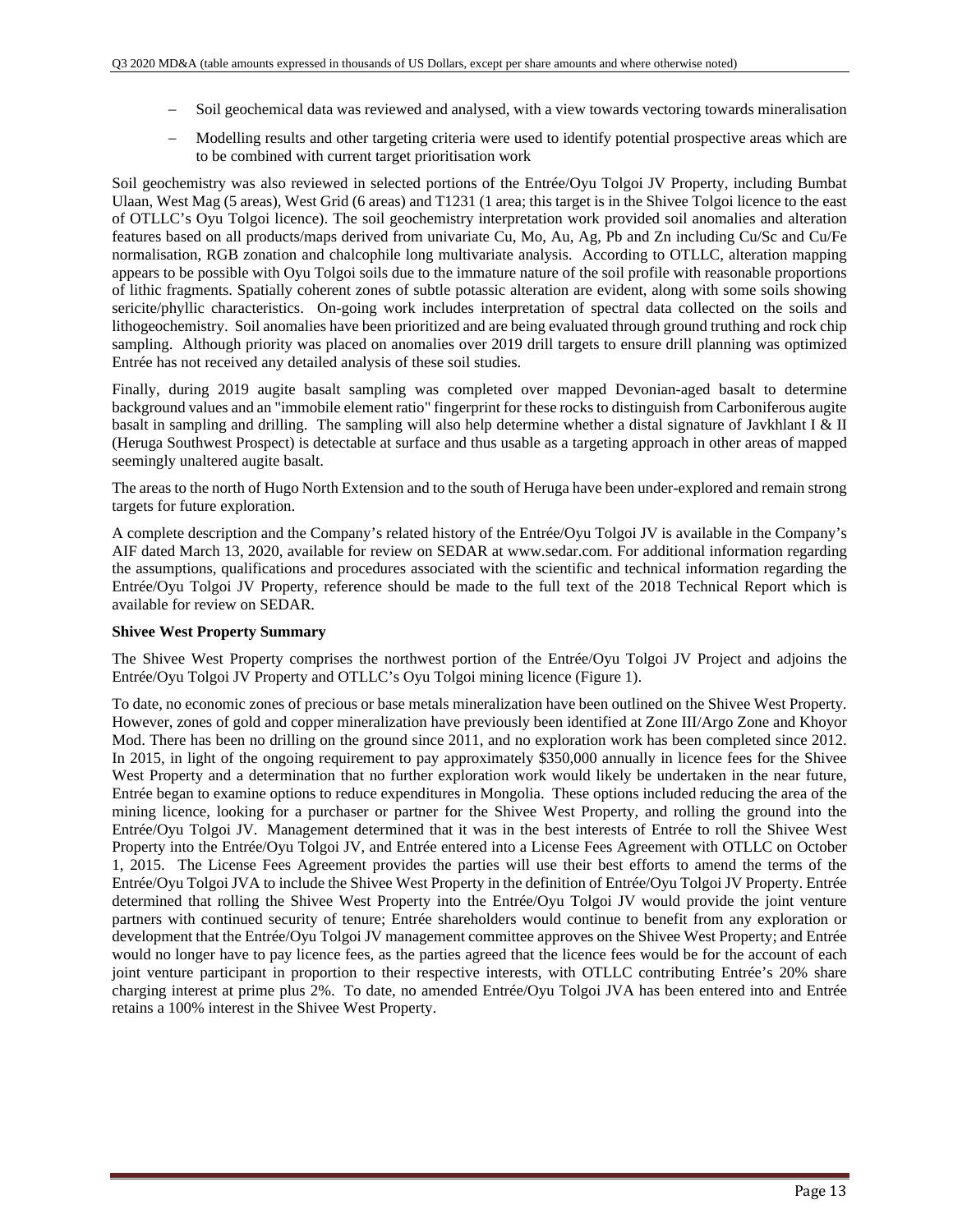- Soil geochemical data was reviewed and analysed, with a view towards vectoring towards mineralisation
- Modelling results and other targeting criteria were used to identify potential prospective areas which are to be combined with current target prioritisation work

Soil geochemistry was also reviewed in selected portions of the Entrée/Oyu Tolgoi JV Property, including Bumbat Ulaan, West Mag (5 areas), West Grid (6 areas) and T1231 (1 area; this target is in the Shivee Tolgoi licence to the east of OTLLC's Oyu Tolgoi licence). The soil geochemistry interpretation work provided soil anomalies and alteration features based on all products/maps derived from univariate Cu, Mo, Au, Ag, Pb and Zn including Cu/Sc and Cu/Fe normalisation, RGB zonation and chalcophile long multivariate analysis. According to OTLLC, alteration mapping appears to be possible with Oyu Tolgoi soils due to the immature nature of the soil profile with reasonable proportions of lithic fragments. Spatially coherent zones of subtle potassic alteration are evident, along with some soils showing sericite/phyllic characteristics. On-going work includes interpretation of spectral data collected on the soils and lithogeochemistry. Soil anomalies have been prioritized and are being evaluated through ground truthing and rock chip sampling. Although priority was placed on anomalies over 2019 drill targets to ensure drill planning was optimized Entrée has not received any detailed analysis of these soil studies.

Finally, during 2019 augite basalt sampling was completed over mapped Devonian-aged basalt to determine background values and an "immobile element ratio" fingerprint for these rocks to distinguish from Carboniferous augite basalt in sampling and drilling. The sampling will also help determine whether a distal signature of Javkhlant I & II (Heruga Southwest Prospect) is detectable at surface and thus usable as a targeting approach in other areas of mapped seemingly unaltered augite basalt.

The areas to the north of Hugo North Extension and to the south of Heruga have been under-explored and remain strong targets for future exploration.

A complete description and the Company's related history of the Entrée/Oyu Tolgoi JV is available in the Company's AIF dated March 13, 2020, available for review on SEDAR at www.sedar.com. For additional information regarding the assumptions, qualifications and procedures associated with the scientific and technical information regarding the Entrée/Oyu Tolgoi JV Property, reference should be made to the full text of the 2018 Technical Report which is available for review on SEDAR.

**Shivee West Property Summary**

The Shivee West Property comprises the northwest portion of the Entrée/Oyu Tolgoi JV Project and adjoins the Entrée/Oyu Tolgoi JV Property and OTLLC's Oyu Tolgoi mining licence (Figure 1).

To date, no economic zones of precious or base metals mineralization have been outlined on the Shivee West Property. However, zones of gold and copper mineralization have previously been identified at Zone III/Argo Zone and Khoyor Mod. There has been no drilling on the ground since 2011, and no exploration work has been completed since 2012. In 2015, in light of the ongoing requirement to pay approximately $350,000 annually in licence fees for the Shivee West Property and a determination that no further exploration work would likely be undertaken in the near future, Entrée began to examine options to reduce expenditures in Mongolia. These options included reducing the area of the mining licence, looking for a purchaser or partner for the Shivee West Property, and rolling the ground into the Entrée/Oyu Tolgoi JV. Management determined that it was in the best interests of Entrée to roll the Shivee West Property into the Entrée/Oyu Tolgoi JV, and Entrée entered into a License Fees Agreement with OTLLC on October 1, 2015. The License Fees Agreement provides the parties will use their best efforts to amend the terms of the Entrée/Oyu Tolgoi JVA to include the Shivee West Property in the definition of Entrée/Oyu Tolgoi JV Property. Entrée determined that rolling the Shivee West Property into the Entrée/Oyu Tolgoi JV would provide the joint venture partners with continued security of tenure; Entrée shareholders would continue to benefit from any exploration or development that the Entrée/Oyu Tolgoi JV management committee approves on the Shivee West Property; and Entrée would no longer have to pay licence fees, as the parties agreed that the licence fees would be for the account of each joint venture participant in proportion to their respective interests, with OTLLC contributing Entrée's 20% share charging interest at prime plus 2%. To date, no amended Entrée/Oyu Tolgoi JVA has been entered into and Entrée retains a 100% interest in the Shivee West Property.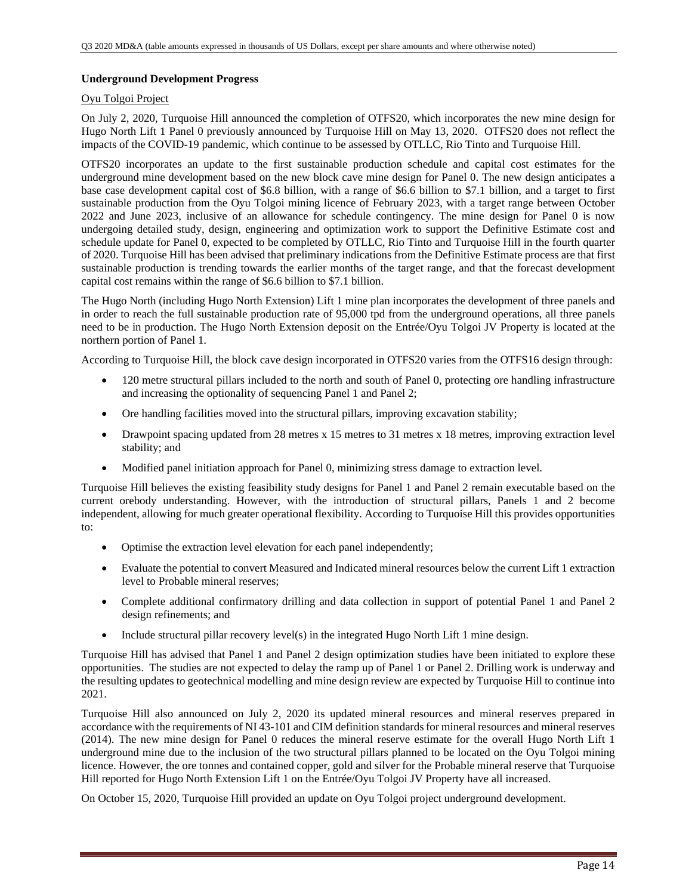**Underground Development Progress**

Oyu Tolgoi Project

On July 2, 2020, Turquoise Hill announced the completion of OTFS20, which incorporates the new mine design for Hugo North Lift 1 Panel 0 previously announced by Turquoise Hill on May 13, 2020. OTFS20 does not reflect the impacts of the COVID-19 pandemic, which continue to be assessed by OTLLC, Rio Tinto and Turquoise Hill.

OTFS20 incorporates an update to the first sustainable production schedule and capital cost estimates for the underground mine development based on the new block cave mine design for Panel 0. The new design anticipates a base case development capital cost of $6.8 billion, with a range of $6.6 billion to $7.1 billion, and a target to first sustainable production from the Oyu Tolgoi mining licence of February 2023, with a target range between October 2022 and June 2023, inclusive of an allowance for schedule contingency. The mine design for Panel 0 is now undergoing detailed study, design, engineering and optimization work to support the Definitive Estimate cost and schedule update for Panel 0, expected to be completed by OTLLC, Rio Tinto and Turquoise Hill in the fourth quarter of 2020. Turquoise Hill has been advised that preliminary indications from the Definitive Estimate process are that first sustainable production is trending towards the earlier months of the target range, and that the forecast development capital cost remains within the range of $6.6 billion to $7.1 billion.

The Hugo North (including Hugo North Extension) Lift 1 mine plan incorporates the development of three panels and in order to reach the full sustainable production rate of 95,000 tpd from the underground operations, all three panels need to be in production. The Hugo North Extension deposit on the Entrée/Oyu Tolgoi JV Property is located at the northern portion of Panel 1.

According to Turquoise Hill, the block cave design incorporated in OTFS20 varies from the OTFS16 design through:

- 120 metre structural pillars included to the north and south of Panel 0, protecting ore handling infrastructure and increasing the optionality of sequencing Panel 1 and Panel 2;
- Ore handling facilities moved into the structural pillars, improving excavation stability;
- Drawpoint spacing updated from 28 metres x 15 metres to 31 metres x 18 metres, improving extraction level stability; and
- Modified panel initiation approach for Panel 0, minimizing stress damage to extraction level.

Turquoise Hill believes the existing feasibility study designs for Panel 1 and Panel 2 remain executable based on the current orebody understanding. However, with the introduction of structural pillars, Panels 1 and 2 become independent, allowing for much greater operational flexibility. According to Turquoise Hill this provides opportunities to:

- Optimise the extraction level elevation for each panel independently;
- Evaluate the potential to convert Measured and Indicated mineral resources below the current Lift 1 extraction level to Probable mineral reserves;
- Complete additional confirmatory drilling and data collection in support of potential Panel 1 and Panel 2 design refinements; and
- Include structural pillar recovery level(s) in the integrated Hugo North Lift 1 mine design.

Turquoise Hill has advised that Panel 1 and Panel 2 design optimization studies have been initiated to explore these opportunities. The studies are not expected to delay the ramp up of Panel 1 or Panel 2. Drilling work is underway and the resulting updates to geotechnical modelling and mine design review are expected by Turquoise Hill to continue into 2021.

Turquoise Hill also announced on July 2, 2020 its updated mineral resources and mineral reserves prepared in accordance with the requirements of NI 43-101 and CIM definition standards for mineral resources and mineral reserves (2014). The new mine design for Panel 0 reduces the mineral reserve estimate for the overall Hugo North Lift 1 underground mine due to the inclusion of the two structural pillars planned to be located on the Oyu Tolgoi mining licence. However, the ore tonnes and contained copper, gold and silver for the Probable mineral reserve that Turquoise Hill reported for Hugo North Extension Lift 1 on the Entrée/Oyu Tolgoi JV Property have all increased.

On October 15, 2020, Turquoise Hill provided an update on Oyu Tolgoi project underground development.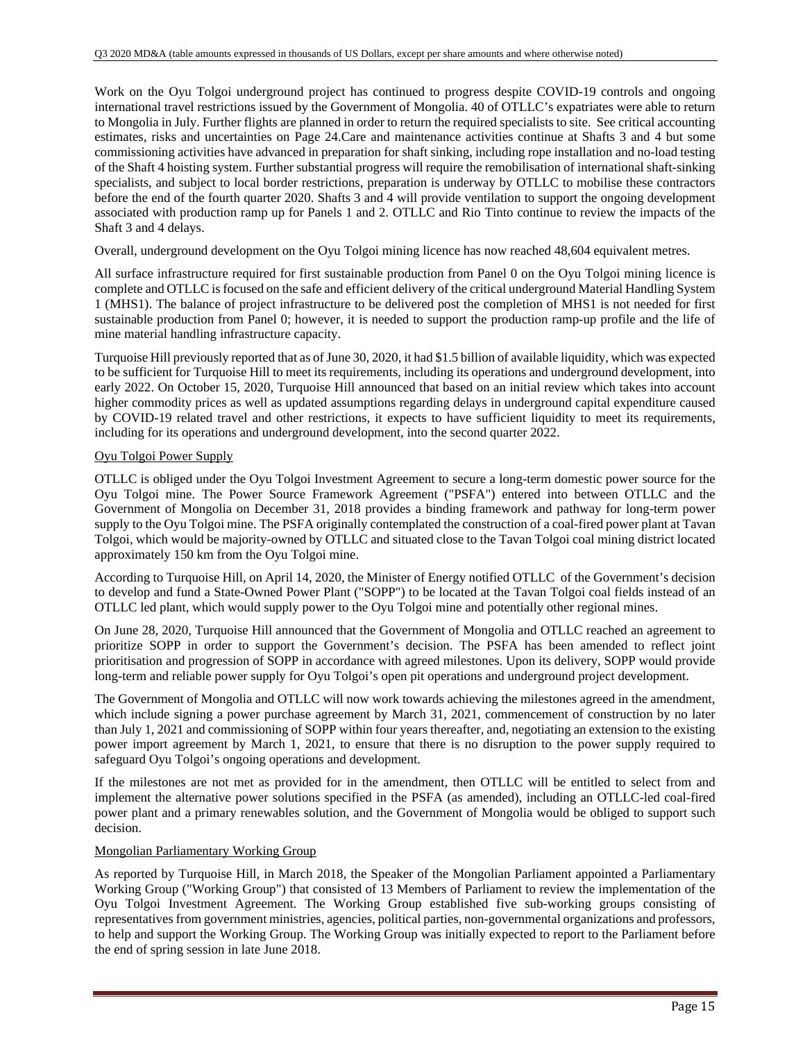Work on the Oyu Tolgoi underground project has continued to progress despite COVID-19 controls and ongoing international travel restrictions issued by the Government of Mongolia. 40 of OTLLC's expatriates were able to return to Mongolia in July. Further flights are planned in order to return the required specialists to site. See critical accounting estimates, risks and uncertainties on Page 24.Care and maintenance activities continue at Shafts 3 and 4 but some commissioning activities have advanced in preparation for shaft sinking, including rope installation and no-load testing of the Shaft 4 hoisting system. Further substantial progress will require the remobilisation of international shaft-sinking specialists, and subject to local border restrictions, preparation is underway by OTLLC to mobilise these contractors before the end of the fourth quarter 2020. Shafts 3 and 4 will provide ventilation to support the ongoing development associated with production ramp up for Panels 1 and 2. OTLLC and Rio Tinto continue to review the impacts of the Shaft 3 and 4 delays.

Overall, underground development on the Oyu Tolgoi mining licence has now reached 48,604 equivalent metres.

All surface infrastructure required for first sustainable production from Panel 0 on the Oyu Tolgoi mining licence is complete and OTLLC is focused on the safe and efficient delivery of the critical underground Material Handling System 1 (MHS1). The balance of project infrastructure to be delivered post the completion of MHS1 is not needed for first sustainable production from Panel 0; however, it is needed to support the production ramp-up profile and the life of mine material handling infrastructure capacity.

Turquoise Hill previously reported that as of June 30, 2020, it had $1.5 billion of available liquidity, which was expected to be sufficient for Turquoise Hill to meet its requirements, including its operations and underground development, into early 2022. On October 15, 2020, Turquoise Hill announced that based on an initial review which takes into account higher commodity prices as well as updated assumptions regarding delays in underground capital expenditure caused by COVID-19 related travel and other restrictions, it expects to have sufficient liquidity to meet its requirements, including for its operations and underground development, into the second quarter 2022.

## Oyu Tolgoi Power Supply

OTLLC is obliged under the Oyu Tolgoi Investment Agreement to secure a long-term domestic power source for the Oyu Tolgoi mine. The Power Source Framework Agreement ("PSFA") entered into between OTLLC and the Government of Mongolia on December 31, 2018 provides a binding framework and pathway for long-term power supply to the Oyu Tolgoi mine. The PSFA originally contemplated the construction of a coal-fired power plant at Tavan Tolgoi, which would be majority-owned by OTLLC and situated close to the Tavan Tolgoi coal mining district located approximately 150 km from the Oyu Tolgoi mine.

According to Turquoise Hill, on April 14, 2020, the Minister of Energy notified OTLLC of the Government's decision to develop and fund a State-Owned Power Plant ("SOPP") to be located at the Tavan Tolgoi coal fields instead of an OTLLC led plant, which would supply power to the Oyu Tolgoi mine and potentially other regional mines.

On June 28, 2020, Turquoise Hill announced that the Government of Mongolia and OTLLC reached an agreement to prioritize SOPP in order to support the Government's decision. The PSFA has been amended to reflect joint prioritisation and progression of SOPP in accordance with agreed milestones. Upon its delivery, SOPP would provide long-term and reliable power supply for Oyu Tolgoi's open pit operations and underground project development.

The Government of Mongolia and OTLLC will now work towards achieving the milestones agreed in the amendment, which include signing a power purchase agreement by March 31, 2021, commencement of construction by no later than July 1, 2021 and commissioning of SOPP within four years thereafter, and, negotiating an extension to the existing power import agreement by March 1, 2021, to ensure that there is no disruption to the power supply required to safeguard Oyu Tolgoi's ongoing operations and development.

If the milestones are not met as provided for in the amendment, then OTLLC will be entitled to select from and implement the alternative power solutions specified in the PSFA (as amended), including an OTLLC-led coal-fired power plant and a primary renewables solution, and the Government of Mongolia would be obliged to support such decision.

## Mongolian Parliamentary Working Group

As reported by Turquoise Hill, in March 2018, the Speaker of the Mongolian Parliament appointed a Parliamentary Working Group ("Working Group") that consisted of 13 Members of Parliament to review the implementation of the Oyu Tolgoi Investment Agreement. The Working Group established five sub-working groups consisting of representatives from government ministries, agencies, political parties, non-governmental organizations and professors, to help and support the Working Group. The Working Group was initially expected to report to the Parliament before the end of spring session in late June 2018.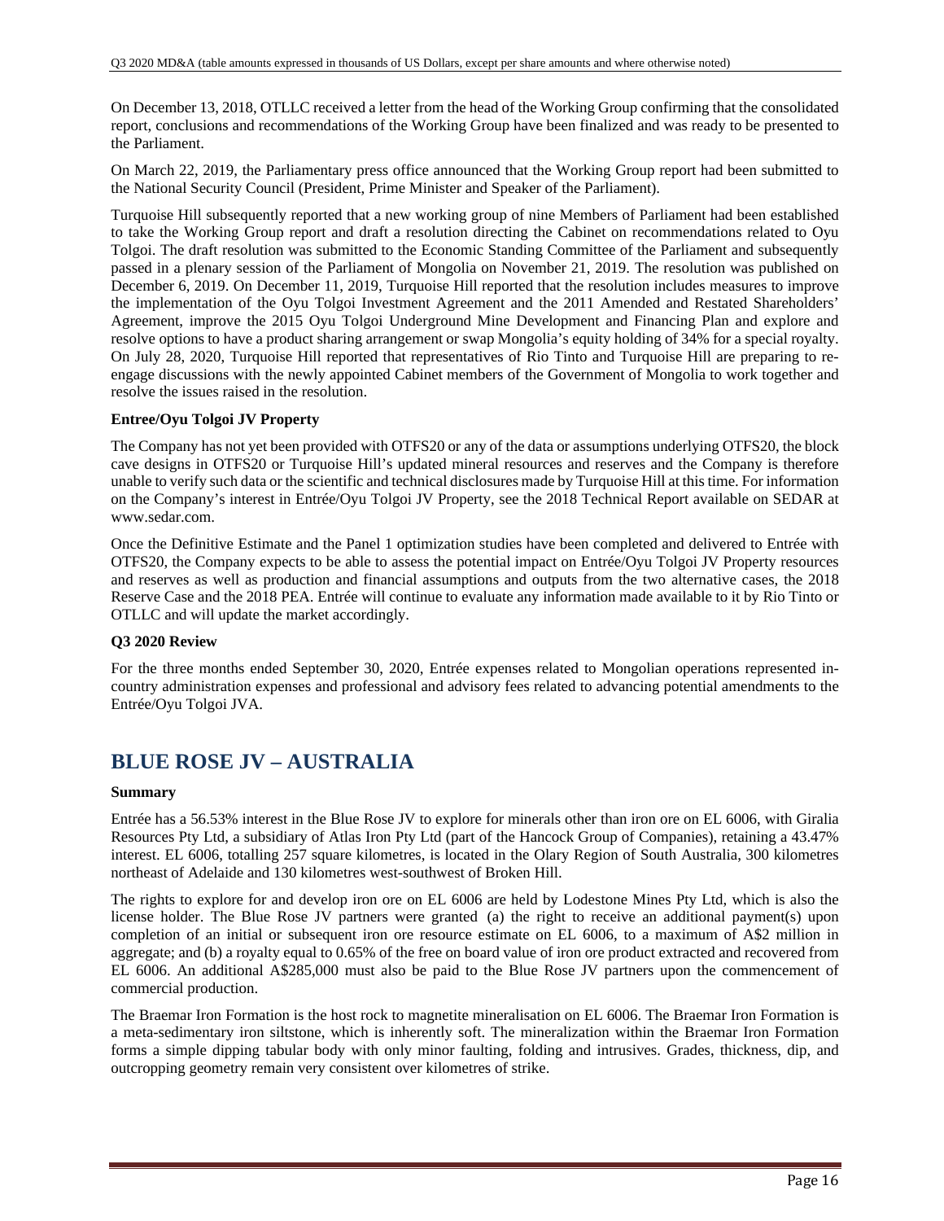On December 13, 2018, OTLLC received a letter from the head of the Working Group confirming that the consolidated report, conclusions and recommendations of the Working Group have been finalized and was ready to be presented to the Parliament.

On March 22, 2019, the Parliamentary press office announced that the Working Group report had been submitted to the National Security Council (President, Prime Minister and Speaker of the Parliament).

Turquoise Hill subsequently reported that a new working group of nine Members of Parliament had been established to take the Working Group report and draft a resolution directing the Cabinet on recommendations related to Oyu Tolgoi. The draft resolution was submitted to the Economic Standing Committee of the Parliament and subsequently passed in a plenary session of the Parliament of Mongolia on November 21, 2019. The resolution was published on December 6, 2019. On December 11, 2019, Turquoise Hill reported that the resolution includes measures to improve the implementation of the Oyu Tolgoi Investment Agreement and the 2011 Amended and Restated Shareholders' Agreement, improve the 2015 Oyu Tolgoi Underground Mine Development and Financing Plan and explore and resolve options to have a product sharing arrangement or swap Mongolia's equity holding of 34% for a special royalty. On July 28, 2020, Turquoise Hill reported that representatives of Rio Tinto and Turquoise Hill are preparing to re-engage discussions with the newly appointed Cabinet members of the Government of Mongolia to work together and resolve the issues raised in the resolution.

**Entree/Oyu Tolgoi JV Property**

The Company has not yet been provided with OTFS20 or any of the data or assumptions underlying OTFS20, the block cave designs in OTFS20 or Turquoise Hill's updated mineral resources and reserves and the Company is therefore unable to verify such data or the scientific and technical disclosures made by Turquoise Hill at this time. For information on the Company's interest in Entrée/Oyu Tolgoi JV Property, see the 2018 Technical Report available on SEDAR at www.sedar.com.

Once the Definitive Estimate and the Panel 1 optimization studies have been completed and delivered to Entrée with OTFS20, the Company expects to be able to assess the potential impact on Entrée/Oyu Tolgoi JV Property resources and reserves as well as production and financial assumptions and outputs from the two alternative cases, the 2018 Reserve Case and the 2018 PEA. Entrée will continue to evaluate any information made available to it by Rio Tinto or OTLLC and will update the market accordingly.

**Q3 2020 Review**

For the three months ended September 30, 2020, Entrée expenses related to Mongolian operations represented in-country administration expenses and professional and advisory fees related to advancing potential amendments to the Entrée/Oyu Tolgoi JVA.

# BLUE ROSE JV – AUSTRALIA

**Summary**

Entrée has a 56.53% interest in the Blue Rose JV to explore for minerals other than iron ore on EL 6006, with Giralia Resources Pty Ltd, a subsidiary of Atlas Iron Pty Ltd (part of the Hancock Group of Companies), retaining a 43.47% interest. EL 6006, totalling 257 square kilometres, is located in the Olary Region of South Australia, 300 kilometres northeast of Adelaide and 130 kilometres west-southwest of Broken Hill.

The rights to explore for and develop iron ore on EL 6006 are held by Lodestone Mines Pty Ltd, which is also the license holder. The Blue Rose JV partners were granted (a) the right to receive an additional payment(s) upon completion of an initial or subsequent iron ore resource estimate on EL 6006, to a maximum of A$2 million in aggregate; and (b) a royalty equal to 0.65% of the free on board value of iron ore product extracted and recovered from EL 6006. An additional A$285,000 must also be paid to the Blue Rose JV partners upon the commencement of commercial production.

The Braemar Iron Formation is the host rock to magnetite mineralisation on EL 6006. The Braemar Iron Formation is a meta-sedimentary iron siltstone, which is inherently soft. The mineralization within the Braemar Iron Formation forms a simple dipping tabular body with only minor faulting, folding and intrusives. Grades, thickness, dip, and outcropping geometry remain very consistent over kilometres of strike.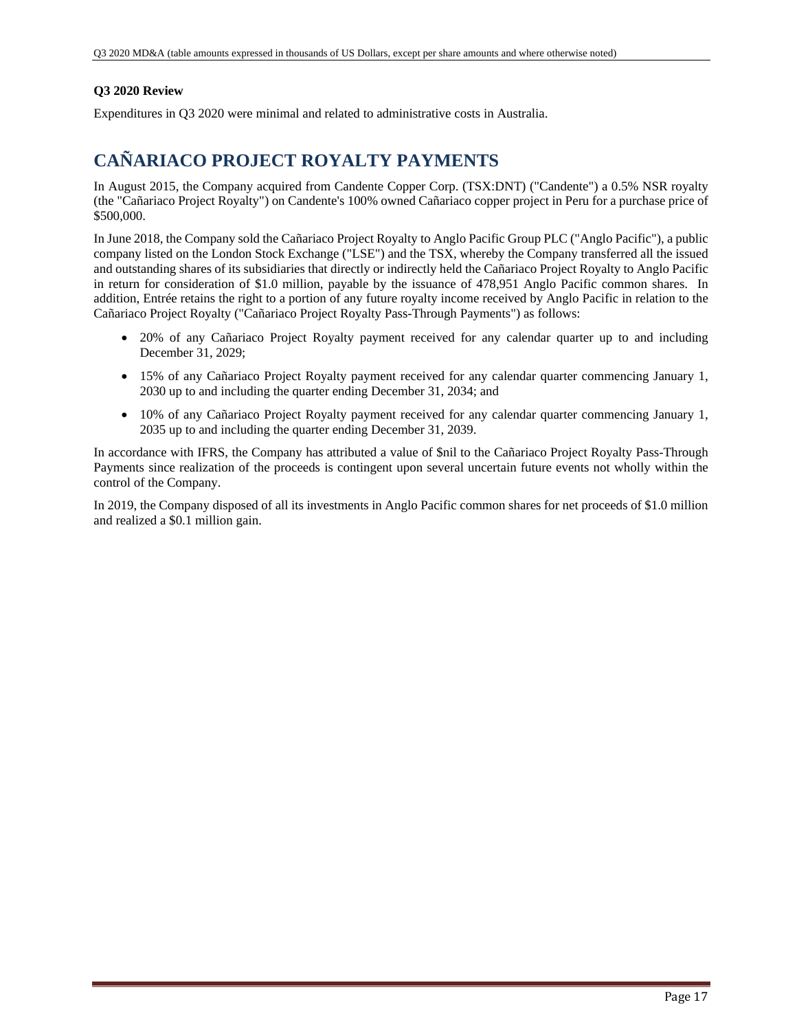**Q3 2020 Review**

Expenditures in Q3 2020 were minimal and related to administrative costs in Australia.

# CAÑARIACO PROJECT ROYALTY PAYMENTS

In August 2015, the Company acquired from Candente Copper Corp. (TSX:DNT) ("Candente") a 0.5% NSR royalty (the "Cañariaco Project Royalty") on Candente's 100% owned Cañariaco copper project in Peru for a purchase price of $500,000.

In June 2018, the Company sold the Cañariaco Project Royalty to Anglo Pacific Group PLC ("Anglo Pacific"), a public company listed on the London Stock Exchange ("LSE") and the TSX, whereby the Company transferred all the issued and outstanding shares of its subsidiaries that directly or indirectly held the Cañariaco Project Royalty to Anglo Pacific in return for consideration of $1.0 million, payable by the issuance of 478,951 Anglo Pacific common shares. In addition, Entrée retains the right to a portion of any future royalty income received by Anglo Pacific in relation to the Cañariaco Project Royalty ("Cañariaco Project Royalty Pass-Through Payments") as follows:

- 20% of any Cañariaco Project Royalty payment received for any calendar quarter up to and including December 31, 2029;
- 15% of any Cañariaco Project Royalty payment received for any calendar quarter commencing January 1, 2030 up to and including the quarter ending December 31, 2034; and
- 10% of any Cañariaco Project Royalty payment received for any calendar quarter commencing January 1, 2035 up to and including the quarter ending December 31, 2039.

In accordance with IFRS, the Company has attributed a value of $nil to the Cañariaco Project Royalty Pass-Through Payments since realization of the proceeds is contingent upon several uncertain future events not wholly within the control of the Company.

In 2019, the Company disposed of all its investments in Anglo Pacific common shares for net proceeds of $1.0 million and realized a $0.1 million gain.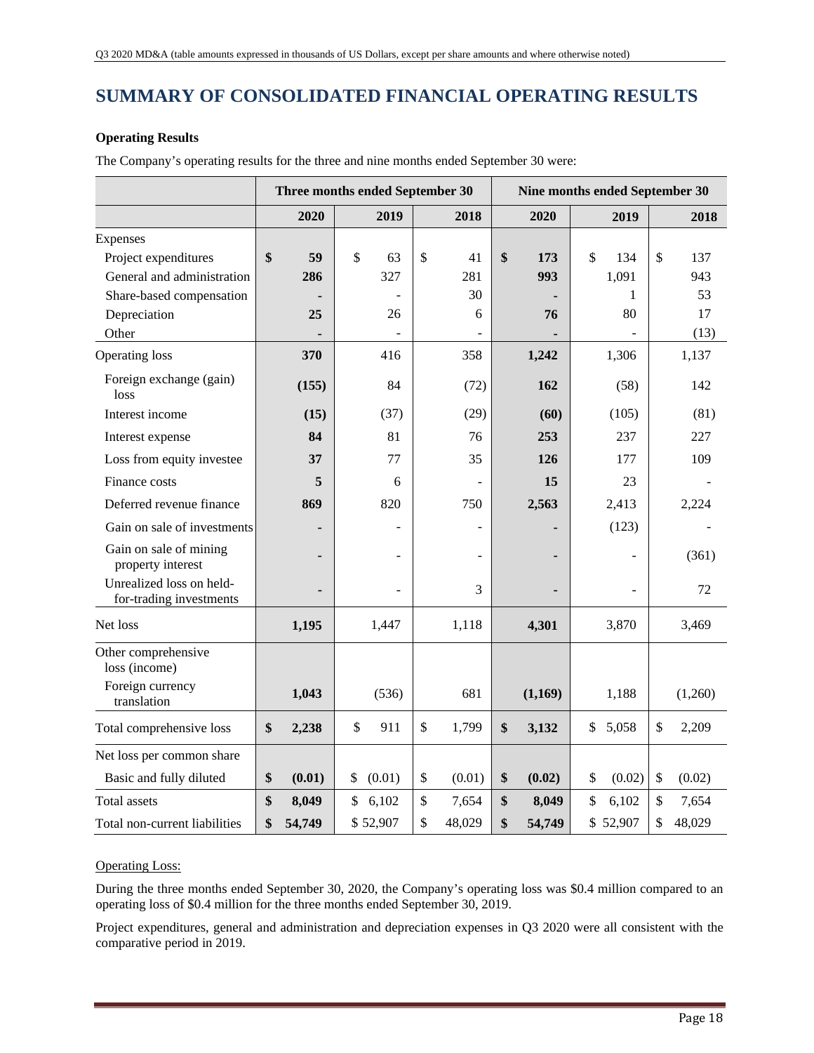# SUMMARY OF CONSOLIDATED FINANCIAL OPERATING RESULTS

**Operating Results**

The Company's operating results for the three and nine months ended September 30 were:

| | Three months ended September 30 | | | Nine months ended September 30 | | |
|---|---|---|---|---|---|---|
| | **2020** | 2019 | 2018 | **2020** | 2019 | **2018** |
| Expenses | | | | | | |
| Project expenditures | **$ 59** | $ 63 | $ 41 | **$ 173** | $ 134 | $ 137 |
| General and administration | **286** | 327 | 281 | **993** | 1,091 | 943 |
| Share-based compensation | **-** | - | 30 | **-** | 1 | 53 |
| Depreciation | **25** | 26 | 6 | **76** | 80 | 17 |
| Other | **-** | - | - | **-** | - | (13) |
| Operating loss | **370** | 416 | 358 | **1,242** | 1,306 | 1,137 |
| Foreign exchange (gain) loss | **(155)** | 84 | (72) | **162** | (58) | 142 |
| Interest income | **(15)** | (37) | (29) | **(60)** | (105) | (81) |
| Interest expense | **84** | 81 | 76 | **253** | 237 | 227 |
| Loss from equity investee | **37** | 77 | 35 | **126** | 177 | 109 |
| Finance costs | **5** | 6 | - | **15** | 23 | - |
| Deferred revenue finance | **869** | 820 | 750 | **2,563** | 2,413 | 2,224 |
| Gain on sale of investments | **-** | - | - | **-** | (123) | - |
| Gain on sale of mining property interest | **-** | - | - | **-** | - | (361) |
| Unrealized loss on held-for-trading investments | **-** | - | 3 | **-** | - | 72 |
| Net loss | **1,195** | 1,447 | 1,118 | **4,301** | 3,870 | 3,469 |
| Other comprehensive loss (income) | | | | | | |
| Foreign currency translation | **1,043** | (536) | 681 | **(1,169)** | 1,188 | (1,260) |
| Total comprehensive loss | **$ 2,238** | $ 911 | $ 1,799 | **$ 3,132** | $ 5,058 | $ 2,209 |
| Net loss per common share | | | | | | |
| Basic and fully diluted | **$ (0.01)** | $ (0.01) | $ (0.01) | **$ (0.02)** | $ (0.02) | $ (0.02) |
| Total assets | **$ 8,049** | $ 6,102 | $ 7,654 | **$ 8,049** | $ 6,102 | $ 7,654 |
| Total non-current liabilities | **$ 54,749** | $ 52,907 | $ 48,029 | **$ 54,749** | $ 52,907 | $ 48,029 |

Operating Loss:

During the three months ended September 30, 2020, the Company's operating loss was $0.4 million compared to an operating loss of $0.4 million for the three months ended September 30, 2019.

Project expenditures, general and administration and depreciation expenses in Q3 2020 were all consistent with the comparative period in 2019.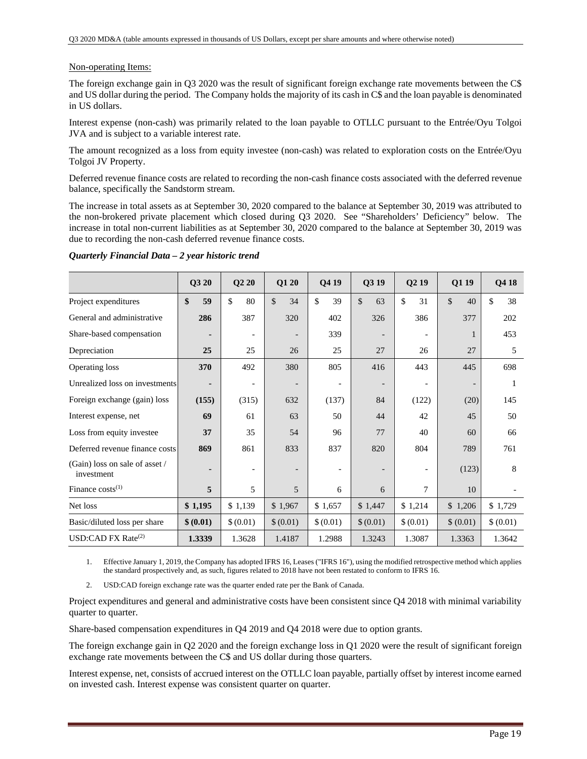Non-operating Items:

The foreign exchange gain in Q3 2020 was the result of significant foreign exchange rate movements between the C$ and US dollar during the period. The Company holds the majority of its cash in C$ and the loan payable is denominated in US dollars.

Interest expense (non-cash) was primarily related to the loan payable to OTLLC pursuant to the Entrée/Oyu Tolgoi JVA and is subject to a variable interest rate.

The amount recognized as a loss from equity investee (non-cash) was related to exploration costs on the Entrée/Oyu Tolgoi JV Property.

Deferred revenue finance costs are related to recording the non-cash finance costs associated with the deferred revenue balance, specifically the Sandstorm stream.

The increase in total assets as at September 30, 2020 compared to the balance at September 30, 2019 was attributed to the non-brokered private placement which closed during Q3 2020. See "Shareholders' Deficiency" below. The increase in total non-current liabilities as at September 30, 2020 compared to the balance at September 30, 2019 was due to recording the non-cash deferred revenue finance costs.

***Quarterly Financial Data – 2 year historic trend***

| | Q3 20 | Q2 20 | Q1 20 | Q4 19 | Q3 19 | Q2 19 | Q1 19 | Q4 18 |
|---|---|---|---|---|---|---|---|---|
| Project expenditures | **$ 59** | $ 80 | $ 34 | $ 39 | $ 63 | $ 31 | $ 40 | $ 38 |
| General and administrative | **286** | 387 | 320 | 402 | 326 | 386 | 377 | 202 |
| Share-based compensation | **-** | - | - | 339 | - | - | 1 | 453 |
| Depreciation | **25** | 25 | 26 | 25 | 27 | 26 | 27 | 5 |
| Operating loss | **370** | 492 | 380 | 805 | 416 | 443 | 445 | 698 |
| Unrealized loss on investments | **-** | - | - | - | - | - | - | 1 |
| Foreign exchange (gain) loss | **(155)** | (315) | 632 | (137) | 84 | (122) | (20) | 145 |
| Interest expense, net | **69** | 61 | 63 | 50 | 44 | 42 | 45 | 50 |
| Loss from equity investee | **37** | 35 | 54 | 96 | 77 | 40 | 60 | 66 |
| Deferred revenue finance costs | **869** | 861 | 833 | 837 | 820 | 804 | 789 | 761 |
| (Gain) loss on sale of asset / investment | **-** | - | - | - | - | - | (123) | 8 |
| Finance costs[(1)] | **5** | 5 | 5 | 6 | 6 | 7 | 10 | - |
| Net loss | **$ 1,195** | $ 1,139 | $ 1,967 | $ 1,657 | $ 1,447 | $ 1,214 | $ 1,206 | $ 1,729 |
| Basic/diluted loss per share | **$ (0.01)** | $ (0.01) | $ (0.01) | $ (0.01) | $ (0.01) | $ (0.01) | $ (0.01) | $ (0.01) |
| USD:CAD FX Rate[(2)] | **1.3339** | 1.3628 | 1.4187 | 1.2988 | 1.3243 | 1.3087 | 1.3363 | 1.3642 |

1. Effective January 1, 2019, the Company has adopted IFRS 16, Leases ("IFRS 16"), using the modified retrospective method which applies the standard prospectively and, as such, figures related to 2018 have not been restated to conform to IFRS 16.
2. USD:CAD foreign exchange rate was the quarter ended rate per the Bank of Canada.

Project expenditures and general and administrative costs have been consistent since Q4 2018 with minimal variability quarter to quarter.

Share-based compensation expenditures in Q4 2019 and Q4 2018 were due to option grants.

The foreign exchange gain in Q2 2020 and the foreign exchange loss in Q1 2020 were the result of significant foreign exchange rate movements between the C$ and US dollar during those quarters.

Interest expense, net, consists of accrued interest on the OTLLC loan payable, partially offset by interest income earned on invested cash. Interest expense was consistent quarter on quarter.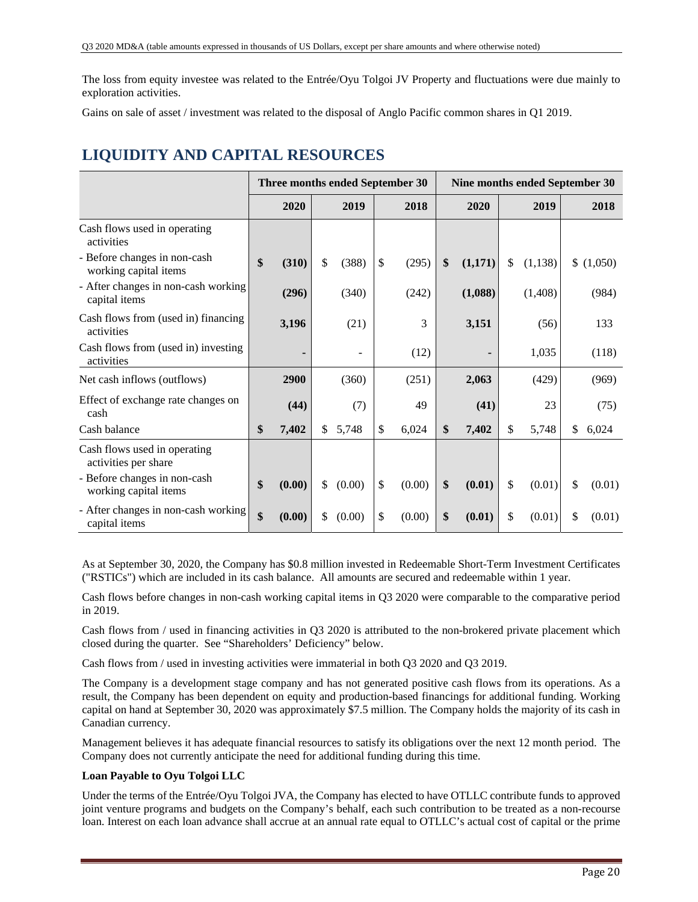The loss from equity investee was related to the Entrée/Oyu Tolgoi JV Property and fluctuations were due mainly to exploration activities.

Gains on sale of asset / investment was related to the disposal of Anglo Pacific common shares in Q1 2019.

# LIQUIDITY AND CAPITAL RESOURCES

| | Three months ended September 30 | | | Nine months ended September 30 | | |
|---|---|---|---|---|---|---|
| | **2020** | 2019 | 2018 | **2020** | 2019 | 2018 |
| Cash flows used in operating activities | | | | | | |
| - Before changes in non-cash working capital items | **$ (310)** | $ (388) | $ (295) | **$ (1,171)** | $ (1,138) | $ (1,050) |
| - After changes in non-cash working capital items | **(296)** | (340) | (242) | **(1,088)** | (1,408) | (984) |
| Cash flows from (used in) financing activities | **3,196** | (21) | 3 | **3,151** | (56) | 133 |
| Cash flows from (used in) investing activities | **-** | - | (12) | **-** | 1,035 | (118) |
| Net cash inflows (outflows) | **2900** | (360) | (251) | **2,063** | (429) | (969) |
| Effect of exchange rate changes on cash | **(44)** | (7) | 49 | **(41)** | 23 | (75) |
| Cash balance | **$ 7,402** | $ 5,748 | $ 6,024 | **$ 7,402** | $ 5,748 | $ 6,024 |
| Cash flows used in operating activities per share | | | | | | |
| - Before changes in non-cash working capital items | **$ (0.00)** | $ (0.00) | $ (0.00) | **$ (0.01)** | $ (0.01) | $ (0.01) |
| - After changes in non-cash working capital items | **$ (0.00)** | $ (0.00) | $ (0.00) | **$ (0.01)** | $ (0.01) | $ (0.01) |

As at September 30, 2020, the Company has $0.8 million invested in Redeemable Short-Term Investment Certificates ("RSTICs") which are included in its cash balance. All amounts are secured and redeemable within 1 year.

Cash flows before changes in non-cash working capital items in Q3 2020 were comparable to the comparative period in 2019.

Cash flows from / used in financing activities in Q3 2020 is attributed to the non-brokered private placement which closed during the quarter. See "Shareholders' Deficiency" below.

Cash flows from / used in investing activities were immaterial in both Q3 2020 and Q3 2019.

The Company is a development stage company and has not generated positive cash flows from its operations. As a result, the Company has been dependent on equity and production-based financings for additional funding. Working capital on hand at September 30, 2020 was approximately $7.5 million. The Company holds the majority of its cash in Canadian currency.

Management believes it has adequate financial resources to satisfy its obligations over the next 12 month period. The Company does not currently anticipate the need for additional funding during this time.

**Loan Payable to Oyu Tolgoi LLC**

Under the terms of the Entrée/Oyu Tolgoi JVA, the Company has elected to have OTLLC contribute funds to approved joint venture programs and budgets on the Company's behalf, each such contribution to be treated as a non-recourse loan. Interest on each loan advance shall accrue at an annual rate equal to OTLLC's actual cost of capital or the prime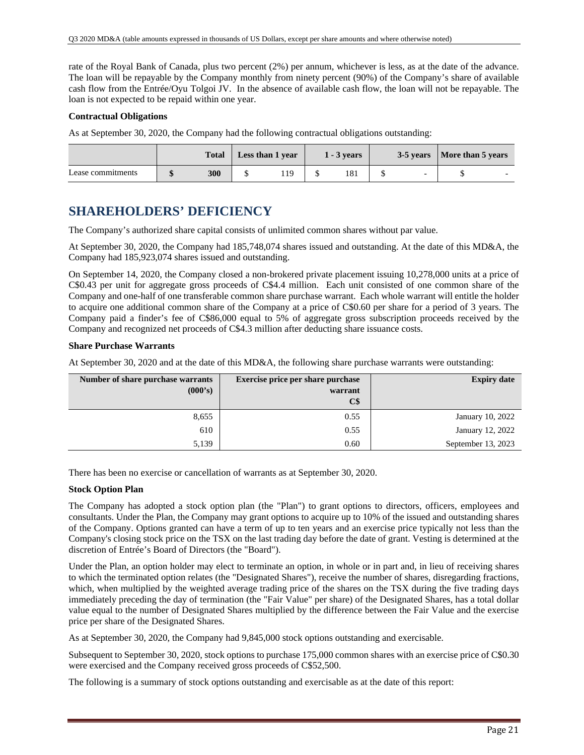rate of the Royal Bank of Canada, plus two percent (2%) per annum, whichever is less, as at the date of the advance. The loan will be repayable by the Company monthly from ninety percent (90%) of the Company's share of available cash flow from the Entrée/Oyu Tolgoi JV. In the absence of available cash flow, the loan will not be repayable. The loan is not expected to be repaid within one year.

**Contractual Obligations**

As at September 30, 2020, the Company had the following contractual obligations outstanding:

| | Total | Less than 1 year | 1 - 3 years | 3-5 years | More than 5 years |
|---|---|---|---|---|---|
| Lease commitments | **$ 300** | $ 119 | $ 181 | $ - | $ - |

# SHAREHOLDERS' DEFICIENCY

The Company's authorized share capital consists of unlimited common shares without par value.

At September 30, 2020, the Company had 185,748,074 shares issued and outstanding. At the date of this MD&A, the Company had 185,923,074 shares issued and outstanding.

On September 14, 2020, the Company closed a non-brokered private placement issuing 10,278,000 units at a price of C$0.43 per unit for aggregate gross proceeds of C$4.4 million. Each unit consisted of one common share of the Company and one-half of one transferable common share purchase warrant. Each whole warrant will entitle the holder to acquire one additional common share of the Company at a price of C$0.60 per share for a period of 3 years. The Company paid a finder's fee of C$86,000 equal to 5% of aggregate gross subscription proceeds received by the Company and recognized net proceeds of C$4.3 million after deducting share issuance costs.

**Share Purchase Warrants**

At September 30, 2020 and at the date of this MD&A, the following share purchase warrants were outstanding:

| Number of share purchase warrants (000's) | Exercise price per share purchase warrant C$ | Expiry date |
|---|---|---|
| 8,655 | 0.55 | January 10, 2022 |
| 610 | 0.55 | January 12, 2022 |
| 5,139 | 0.60 | September 13, 2023 |

There has been no exercise or cancellation of warrants as at September 30, 2020.

**Stock Option Plan**

The Company has adopted a stock option plan (the "Plan") to grant options to directors, officers, employees and consultants. Under the Plan, the Company may grant options to acquire up to 10% of the issued and outstanding shares of the Company. Options granted can have a term of up to ten years and an exercise price typically not less than the Company's closing stock price on the TSX on the last trading day before the date of grant. Vesting is determined at the discretion of Entrée's Board of Directors (the "Board").

Under the Plan, an option holder may elect to terminate an option, in whole or in part and, in lieu of receiving shares to which the terminated option relates (the "Designated Shares"), receive the number of shares, disregarding fractions, which, when multiplied by the weighted average trading price of the shares on the TSX during the five trading days immediately preceding the day of termination (the "Fair Value" per share) of the Designated Shares, has a total dollar value equal to the number of Designated Shares multiplied by the difference between the Fair Value and the exercise price per share of the Designated Shares.

As at September 30, 2020, the Company had 9,845,000 stock options outstanding and exercisable.

Subsequent to September 30, 2020, stock options to purchase 175,000 common shares with an exercise price of C$0.30 were exercised and the Company received gross proceeds of C$52,500.

The following is a summary of stock options outstanding and exercisable as at the date of this report: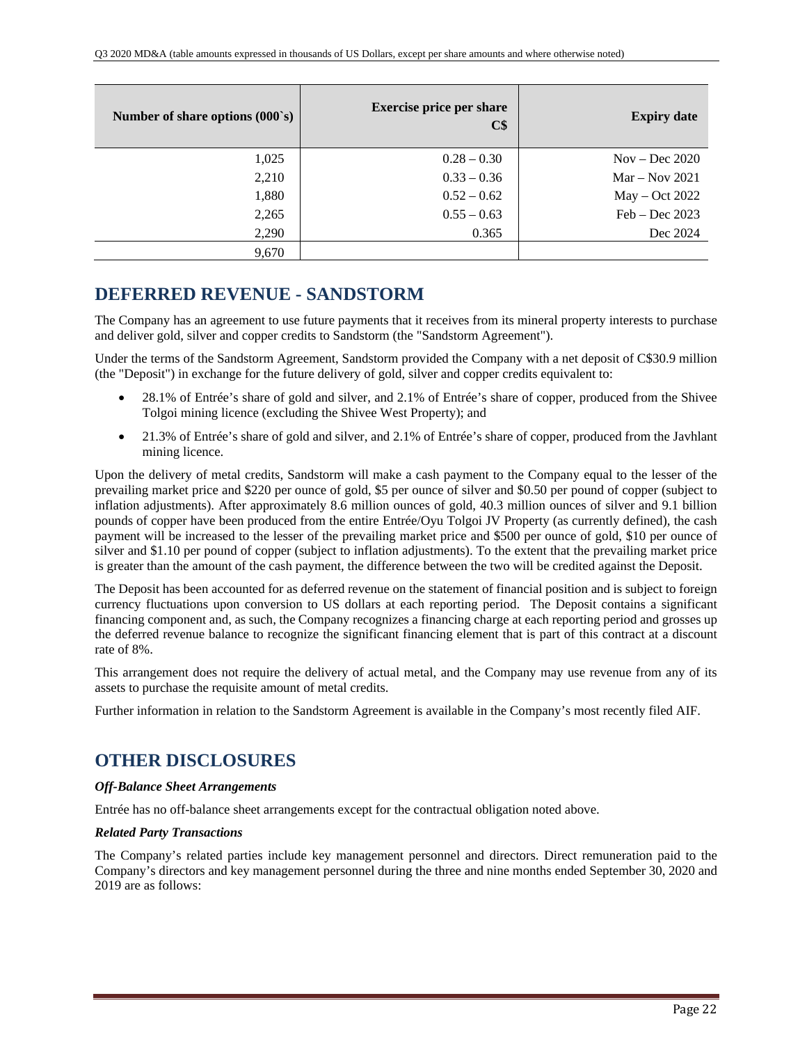| Number of share options (000`s) | Exercise price per share C$ | Expiry date |
|---|---|---|
| 1,025 | 0.28 – 0.30 | Nov – Dec 2020 |
| 2,210 | 0.33 – 0.36 | Mar – Nov 2021 |
| 1,880 | 0.52 – 0.62 | May – Oct 2022 |
| 2,265 | 0.55 – 0.63 | Feb – Dec 2023 |
| 2,290 | 0.365 | Dec 2024 |
| 9,670 | | |

## DEFERRED REVENUE - SANDSTORM

The Company has an agreement to use future payments that it receives from its mineral property interests to purchase and deliver gold, silver and copper credits to Sandstorm (the "Sandstorm Agreement").

Under the terms of the Sandstorm Agreement, Sandstorm provided the Company with a net deposit of C$30.9 million (the "Deposit") in exchange for the future delivery of gold, silver and copper credits equivalent to:

- 28.1% of Entrée's share of gold and silver, and 2.1% of Entrée's share of copper, produced from the Shivee Tolgoi mining licence (excluding the Shivee West Property); and
- 21.3% of Entrée's share of gold and silver, and 2.1% of Entrée's share of copper, produced from the Javhlant mining licence.

Upon the delivery of metal credits, Sandstorm will make a cash payment to the Company equal to the lesser of the prevailing market price and $220 per ounce of gold, $5 per ounce of silver and $0.50 per pound of copper (subject to inflation adjustments). After approximately 8.6 million ounces of gold, 40.3 million ounces of silver and 9.1 billion pounds of copper have been produced from the entire Entrée/Oyu Tolgoi JV Property (as currently defined), the cash payment will be increased to the lesser of the prevailing market price and $500 per ounce of gold, $10 per ounce of silver and $1.10 per pound of copper (subject to inflation adjustments). To the extent that the prevailing market price is greater than the amount of the cash payment, the difference between the two will be credited against the Deposit.

The Deposit has been accounted for as deferred revenue on the statement of financial position and is subject to foreign currency fluctuations upon conversion to US dollars at each reporting period. The Deposit contains a significant financing component and, as such, the Company recognizes a financing charge at each reporting period and grosses up the deferred revenue balance to recognize the significant financing element that is part of this contract at a discount rate of 8%.

This arrangement does not require the delivery of actual metal, and the Company may use revenue from any of its assets to purchase the requisite amount of metal credits.

Further information in relation to the Sandstorm Agreement is available in the Company's most recently filed AIF.

## OTHER DISCLOSURES

***Off-Balance Sheet Arrangements***

Entrée has no off-balance sheet arrangements except for the contractual obligation noted above.

***Related Party Transactions***

The Company's related parties include key management personnel and directors. Direct remuneration paid to the Company's directors and key management personnel during the three and nine months ended September 30, 2020 and 2019 are as follows: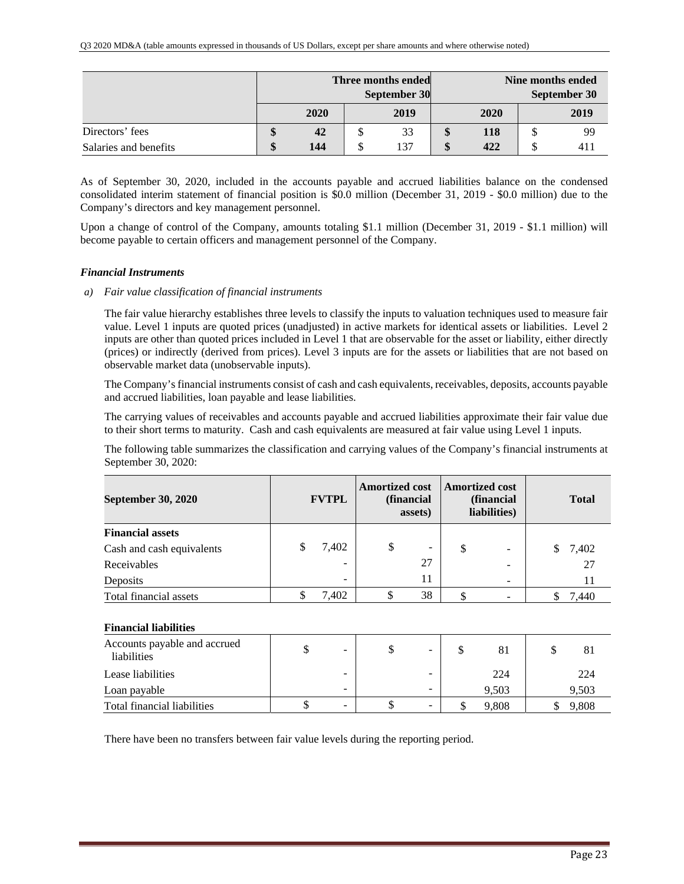|  | Three months ended September 30 |  | Nine months ended September 30 |  |
|---|---|---|---|---|
|  | **2020** | 2019 | **2020** | 2019 |
| Directors' fees | **$ 42** | $ 33 | **$ 118** | $ 99 |
| Salaries and benefits | **$ 144** | $ 137 | **$ 422** | $ 411 |

As of September 30, 2020, included in the accounts payable and accrued liabilities balance on the condensed consolidated interim statement of financial position is $0.0 million (December 31, 2019 - $0.0 million) due to the Company's directors and key management personnel.

Upon a change of control of the Company, amounts totaling $1.1 million (December 31, 2019 - $1.1 million) will become payable to certain officers and management personnel of the Company.

***Financial Instruments***

*a) Fair value classification of financial instruments*

The fair value hierarchy establishes three levels to classify the inputs to valuation techniques used to measure fair value. Level 1 inputs are quoted prices (unadjusted) in active markets for identical assets or liabilities. Level 2 inputs are other than quoted prices included in Level 1 that are observable for the asset or liability, either directly (prices) or indirectly (derived from prices). Level 3 inputs are for the assets or liabilities that are not based on observable market data (unobservable inputs).

The Company's financial instruments consist of cash and cash equivalents, receivables, deposits, accounts payable and accrued liabilities, loan payable and lease liabilities.

The carrying values of receivables and accounts payable and accrued liabilities approximate their fair value due to their short terms to maturity. Cash and cash equivalents are measured at fair value using Level 1 inputs.

The following table summarizes the classification and carrying values of the Company's financial instruments at September 30, 2020:

| September 30, 2020 | FVTPL | Amortized cost (financial assets) | Amortized cost (financial liabilities) | Total |
|---|---|---|---|---|
| **Financial assets** |  |  |  |  |
| Cash and cash equivalents | $ 7,402 | $ - | $ - | $ 7,402 |
| Receivables | - | 27 | - | 27 |
| Deposits | - | 11 | - | 11 |
| Total financial assets | $ 7,402 | $ 38 | $ - | $ 7,440 |
|  |  |  |  |  |
| **Financial liabilities** |  |  |  |  |
| Accounts payable and accrued liabilities | $ - | $ - | $ 81 | $ 81 |
| Lease liabilities | - | - | 224 | 224 |
| Loan payable | - | - | 9,503 | 9,503 |
| Total financial liabilities | $ - | $ - | $ 9,808 | $ 9,808 |

There have been no transfers between fair value levels during the reporting period.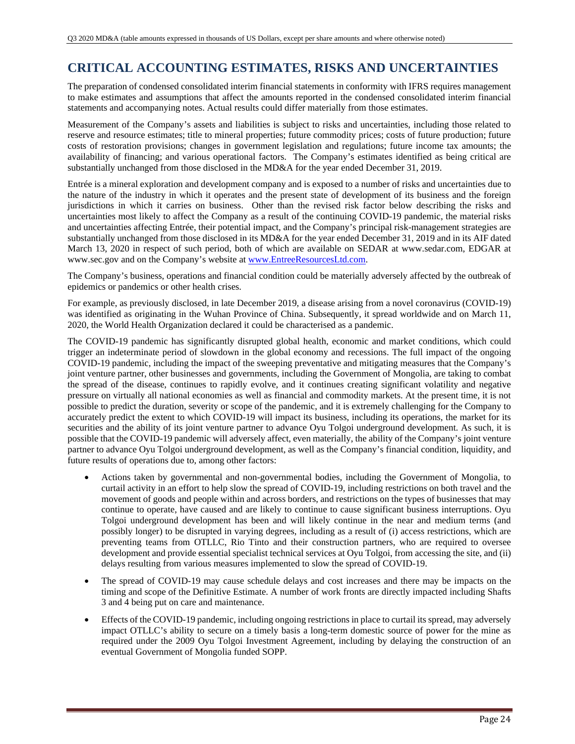# CRITICAL ACCOUNTING ESTIMATES, RISKS AND UNCERTAINTIES

The preparation of condensed consolidated interim financial statements in conformity with IFRS requires management to make estimates and assumptions that affect the amounts reported in the condensed consolidated interim financial statements and accompanying notes. Actual results could differ materially from those estimates.

Measurement of the Company's assets and liabilities is subject to risks and uncertainties, including those related to reserve and resource estimates; title to mineral properties; future commodity prices; costs of future production; future costs of restoration provisions; changes in government legislation and regulations; future income tax amounts; the availability of financing; and various operational factors. The Company's estimates identified as being critical are substantially unchanged from those disclosed in the MD&A for the year ended December 31, 2019.

Entrée is a mineral exploration and development company and is exposed to a number of risks and uncertainties due to the nature of the industry in which it operates and the present state of development of its business and the foreign jurisdictions in which it carries on business. Other than the revised risk factor below describing the risks and uncertainties most likely to affect the Company as a result of the continuing COVID-19 pandemic, the material risks and uncertainties affecting Entrée, their potential impact, and the Company's principal risk-management strategies are substantially unchanged from those disclosed in its MD&A for the year ended December 31, 2019 and in its AIF dated March 13, 2020 in respect of such period, both of which are available on SEDAR at www.sedar.com, EDGAR at www.sec.gov and on the Company's website at www.EntreeResourcesLtd.com.

The Company's business, operations and financial condition could be materially adversely affected by the outbreak of epidemics or pandemics or other health crises.

For example, as previously disclosed, in late December 2019, a disease arising from a novel coronavirus (COVID-19) was identified as originating in the Wuhan Province of China. Subsequently, it spread worldwide and on March 11, 2020, the World Health Organization declared it could be characterised as a pandemic.

The COVID-19 pandemic has significantly disrupted global health, economic and market conditions, which could trigger an indeterminate period of slowdown in the global economy and recessions. The full impact of the ongoing COVID-19 pandemic, including the impact of the sweeping preventative and mitigating measures that the Company's joint venture partner, other businesses and governments, including the Government of Mongolia, are taking to combat the spread of the disease, continues to rapidly evolve, and it continues creating significant volatility and negative pressure on virtually all national economies as well as financial and commodity markets. At the present time, it is not possible to predict the duration, severity or scope of the pandemic, and it is extremely challenging for the Company to accurately predict the extent to which COVID-19 will impact its business, including its operations, the market for its securities and the ability of its joint venture partner to advance Oyu Tolgoi underground development. As such, it is possible that the COVID-19 pandemic will adversely affect, even materially, the ability of the Company's joint venture partner to advance Oyu Tolgoi underground development, as well as the Company's financial condition, liquidity, and future results of operations due to, among other factors:

- Actions taken by governmental and non-governmental bodies, including the Government of Mongolia, to curtail activity in an effort to help slow the spread of COVID-19, including restrictions on both travel and the movement of goods and people within and across borders, and restrictions on the types of businesses that may continue to operate, have caused and are likely to continue to cause significant business interruptions. Oyu Tolgoi underground development has been and will likely continue in the near and medium terms (and possibly longer) to be disrupted in varying degrees, including as a result of (i) access restrictions, which are preventing teams from OTLLC, Rio Tinto and their construction partners, who are required to oversee development and provide essential specialist technical services at Oyu Tolgoi, from accessing the site, and (ii) delays resulting from various measures implemented to slow the spread of COVID-19.
- The spread of COVID-19 may cause schedule delays and cost increases and there may be impacts on the timing and scope of the Definitive Estimate. A number of work fronts are directly impacted including Shafts 3 and 4 being put on care and maintenance.
- Effects of the COVID-19 pandemic, including ongoing restrictions in place to curtail its spread, may adversely impact OTLLC's ability to secure on a timely basis a long-term domestic source of power for the mine as required under the 2009 Oyu Tolgoi Investment Agreement, including by delaying the construction of an eventual Government of Mongolia funded SOPP.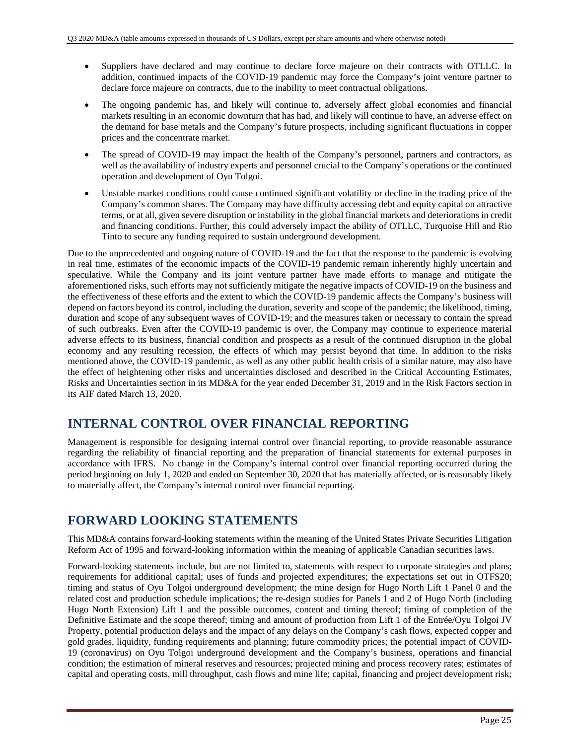- Suppliers have declared and may continue to declare force majeure on their contracts with OTLLC. In addition, continued impacts of the COVID-19 pandemic may force the Company's joint venture partner to declare force majeure on contracts, due to the inability to meet contractual obligations.
- The ongoing pandemic has, and likely will continue to, adversely affect global economies and financial markets resulting in an economic downturn that has had, and likely will continue to have, an adverse effect on the demand for base metals and the Company's future prospects, including significant fluctuations in copper prices and the concentrate market.
- The spread of COVID-19 may impact the health of the Company's personnel, partners and contractors, as well as the availability of industry experts and personnel crucial to the Company's operations or the continued operation and development of Oyu Tolgoi.
- Unstable market conditions could cause continued significant volatility or decline in the trading price of the Company's common shares. The Company may have difficulty accessing debt and equity capital on attractive terms, or at all, given severe disruption or instability in the global financial markets and deteriorations in credit and financing conditions. Further, this could adversely impact the ability of OTLLC, Turquoise Hill and Rio Tinto to secure any funding required to sustain underground development.

Due to the unprecedented and ongoing nature of COVID-19 and the fact that the response to the pandemic is evolving in real time, estimates of the economic impacts of the COVID-19 pandemic remain inherently highly uncertain and speculative. While the Company and its joint venture partner have made efforts to manage and mitigate the aforementioned risks, such efforts may not sufficiently mitigate the negative impacts of COVID-19 on the business and the effectiveness of these efforts and the extent to which the COVID-19 pandemic affects the Company's business will depend on factors beyond its control, including the duration, severity and scope of the pandemic; the likelihood, timing, duration and scope of any subsequent waves of COVID-19; and the measures taken or necessary to contain the spread of such outbreaks. Even after the COVID-19 pandemic is over, the Company may continue to experience material adverse effects to its business, financial condition and prospects as a result of the continued disruption in the global economy and any resulting recession, the effects of which may persist beyond that time. In addition to the risks mentioned above, the COVID-19 pandemic, as well as any other public health crisis of a similar nature, may also have the effect of heightening other risks and uncertainties disclosed and described in the Critical Accounting Estimates, Risks and Uncertainties section in its MD&A for the year ended December 31, 2019 and in the Risk Factors section in its AIF dated March 13, 2020.

# INTERNAL CONTROL OVER FINANCIAL REPORTING

Management is responsible for designing internal control over financial reporting, to provide reasonable assurance regarding the reliability of financial reporting and the preparation of financial statements for external purposes in accordance with IFRS. No change in the Company's internal control over financial reporting occurred during the period beginning on July 1, 2020 and ended on September 30, 2020 that has materially affected, or is reasonably likely to materially affect, the Company's internal control over financial reporting.

# FORWARD LOOKING STATEMENTS

This MD&A contains forward-looking statements within the meaning of the United States Private Securities Litigation Reform Act of 1995 and forward-looking information within the meaning of applicable Canadian securities laws.

Forward-looking statements include, but are not limited to, statements with respect to corporate strategies and plans; requirements for additional capital; uses of funds and projected expenditures; the expectations set out in OTFS20; timing and status of Oyu Tolgoi underground development; the mine design for Hugo North Lift 1 Panel 0 and the related cost and production schedule implications; the re-design studies for Panels 1 and 2 of Hugo North (including Hugo North Extension) Lift 1 and the possible outcomes, content and timing thereof; timing of completion of the Definitive Estimate and the scope thereof; timing and amount of production from Lift 1 of the Entrée/Oyu Tolgoi JV Property, potential production delays and the impact of any delays on the Company's cash flows, expected copper and gold grades, liquidity, funding requirements and planning; future commodity prices; the potential impact of COVID-19 (coronavirus) on Oyu Tolgoi underground development and the Company's business, operations and financial condition; the estimation of mineral reserves and resources; projected mining and process recovery rates; estimates of capital and operating costs, mill throughput, cash flows and mine life; capital, financing and project development risk;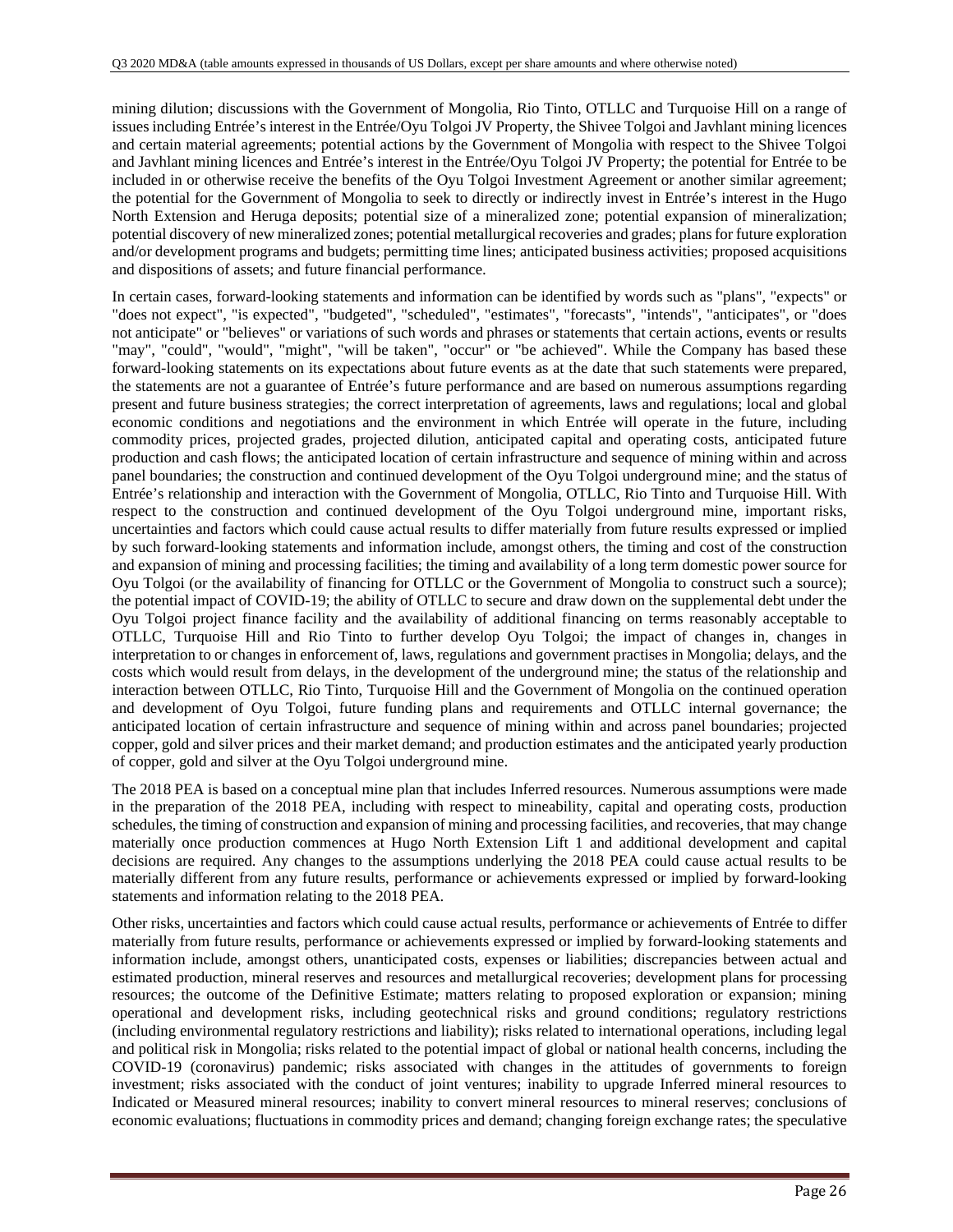mining dilution; discussions with the Government of Mongolia, Rio Tinto, OTLLC and Turquoise Hill on a range of issues including Entrée's interest in the Entrée/Oyu Tolgoi JV Property, the Shivee Tolgoi and Javhlant mining licences and certain material agreements; potential actions by the Government of Mongolia with respect to the Shivee Tolgoi and Javhlant mining licences and Entrée's interest in the Entrée/Oyu Tolgoi JV Property; the potential for Entrée to be included in or otherwise receive the benefits of the Oyu Tolgoi Investment Agreement or another similar agreement; the potential for the Government of Mongolia to seek to directly or indirectly invest in Entrée's interest in the Hugo North Extension and Heruga deposits; potential size of a mineralized zone; potential expansion of mineralization; potential discovery of new mineralized zones; potential metallurgical recoveries and grades; plans for future exploration and/or development programs and budgets; permitting time lines; anticipated business activities; proposed acquisitions and dispositions of assets; and future financial performance.

In certain cases, forward-looking statements and information can be identified by words such as "plans", "expects" or "does not expect", "is expected", "budgeted", "scheduled", "estimates", "forecasts", "intends", "anticipates", or "does not anticipate" or "believes" or variations of such words and phrases or statements that certain actions, events or results "may", "could", "would", "might", "will be taken", "occur" or "be achieved". While the Company has based these forward-looking statements on its expectations about future events as at the date that such statements were prepared, the statements are not a guarantee of Entrée's future performance and are based on numerous assumptions regarding present and future business strategies; the correct interpretation of agreements, laws and regulations; local and global economic conditions and negotiations and the environment in which Entrée will operate in the future, including commodity prices, projected grades, projected dilution, anticipated capital and operating costs, anticipated future production and cash flows; the anticipated location of certain infrastructure and sequence of mining within and across panel boundaries; the construction and continued development of the Oyu Tolgoi underground mine; and the status of Entrée's relationship and interaction with the Government of Mongolia, OTLLC, Rio Tinto and Turquoise Hill. With respect to the construction and continued development of the Oyu Tolgoi underground mine, important risks, uncertainties and factors which could cause actual results to differ materially from future results expressed or implied by such forward-looking statements and information include, amongst others, the timing and cost of the construction and expansion of mining and processing facilities; the timing and availability of a long term domestic power source for Oyu Tolgoi (or the availability of financing for OTLLC or the Government of Mongolia to construct such a source); the potential impact of COVID-19; the ability of OTLLC to secure and draw down on the supplemental debt under the Oyu Tolgoi project finance facility and the availability of additional financing on terms reasonably acceptable to OTLLC, Turquoise Hill and Rio Tinto to further develop Oyu Tolgoi; the impact of changes in, changes in interpretation to or changes in enforcement of, laws, regulations and government practises in Mongolia; delays, and the costs which would result from delays, in the development of the underground mine; the status of the relationship and interaction between OTLLC, Rio Tinto, Turquoise Hill and the Government of Mongolia on the continued operation and development of Oyu Tolgoi, future funding plans and requirements and OTLLC internal governance; the anticipated location of certain infrastructure and sequence of mining within and across panel boundaries; projected copper, gold and silver prices and their market demand; and production estimates and the anticipated yearly production of copper, gold and silver at the Oyu Tolgoi underground mine.

The 2018 PEA is based on a conceptual mine plan that includes Inferred resources. Numerous assumptions were made in the preparation of the 2018 PEA, including with respect to mineability, capital and operating costs, production schedules, the timing of construction and expansion of mining and processing facilities, and recoveries, that may change materially once production commences at Hugo North Extension Lift 1 and additional development and capital decisions are required. Any changes to the assumptions underlying the 2018 PEA could cause actual results to be materially different from any future results, performance or achievements expressed or implied by forward-looking statements and information relating to the 2018 PEA.

Other risks, uncertainties and factors which could cause actual results, performance or achievements of Entrée to differ materially from future results, performance or achievements expressed or implied by forward-looking statements and information include, amongst others, unanticipated costs, expenses or liabilities; discrepancies between actual and estimated production, mineral reserves and resources and metallurgical recoveries; development plans for processing resources; the outcome of the Definitive Estimate; matters relating to proposed exploration or expansion; mining operational and development risks, including geotechnical risks and ground conditions; regulatory restrictions (including environmental regulatory restrictions and liability); risks related to international operations, including legal and political risk in Mongolia; risks related to the potential impact of global or national health concerns, including the COVID-19 (coronavirus) pandemic; risks associated with changes in the attitudes of governments to foreign investment; risks associated with the conduct of joint ventures; inability to upgrade Inferred mineral resources to Indicated or Measured mineral resources; inability to convert mineral resources to mineral reserves; conclusions of economic evaluations; fluctuations in commodity prices and demand; changing foreign exchange rates; the speculative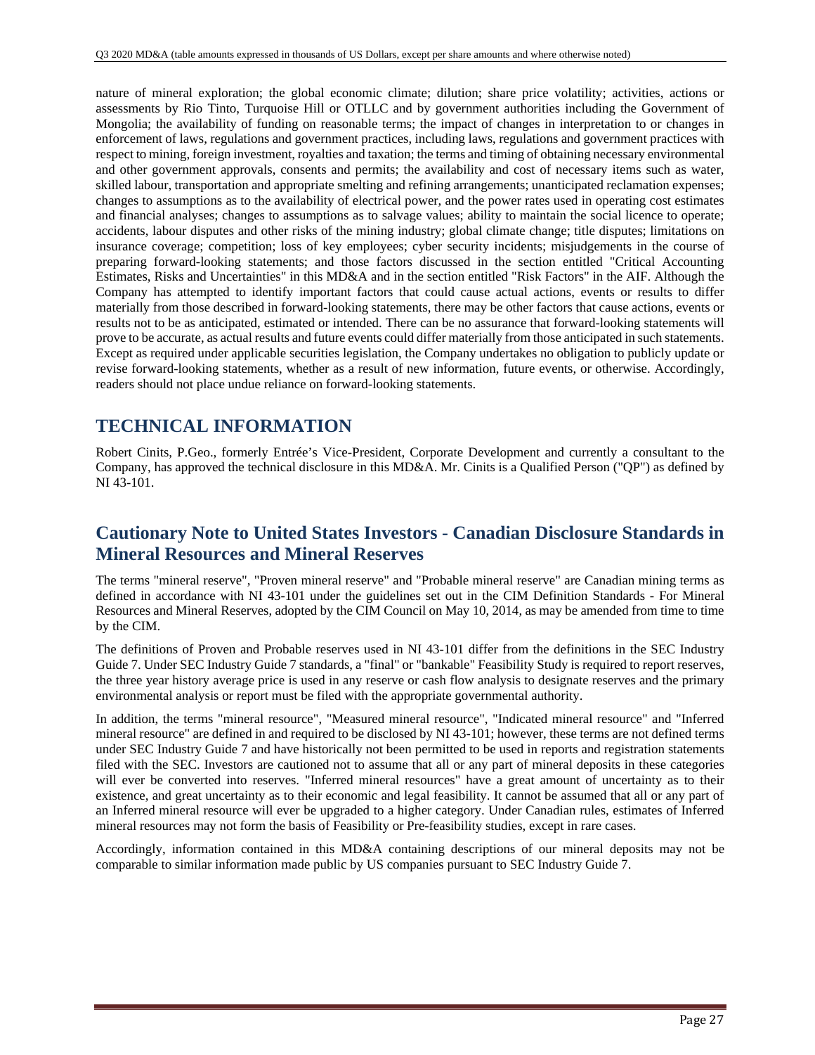nature of mineral exploration; the global economic climate; dilution; share price volatility; activities, actions or assessments by Rio Tinto, Turquoise Hill or OTLLC and by government authorities including the Government of Mongolia; the availability of funding on reasonable terms; the impact of changes in interpretation to or changes in enforcement of laws, regulations and government practices, including laws, regulations and government practices with respect to mining, foreign investment, royalties and taxation; the terms and timing of obtaining necessary environmental and other government approvals, consents and permits; the availability and cost of necessary items such as water, skilled labour, transportation and appropriate smelting and refining arrangements; unanticipated reclamation expenses; changes to assumptions as to the availability of electrical power, and the power rates used in operating cost estimates and financial analyses; changes to assumptions as to salvage values; ability to maintain the social licence to operate; accidents, labour disputes and other risks of the mining industry; global climate change; title disputes; limitations on insurance coverage; competition; loss of key employees; cyber security incidents; misjudgements in the course of preparing forward-looking statements; and those factors discussed in the section entitled "Critical Accounting Estimates, Risks and Uncertainties" in this MD&A and in the section entitled "Risk Factors" in the AIF. Although the Company has attempted to identify important factors that could cause actual actions, events or results to differ materially from those described in forward-looking statements, there may be other factors that cause actions, events or results not to be as anticipated, estimated or intended. There can be no assurance that forward-looking statements will prove to be accurate, as actual results and future events could differ materially from those anticipated in such statements. Except as required under applicable securities legislation, the Company undertakes no obligation to publicly update or revise forward-looking statements, whether as a result of new information, future events, or otherwise. Accordingly, readers should not place undue reliance on forward-looking statements.

# TECHNICAL INFORMATION

Robert Cinits, P.Geo., formerly Entrée's Vice-President, Corporate Development and currently a consultant to the Company, has approved the technical disclosure in this MD&A. Mr. Cinits is a Qualified Person ("QP") as defined by NI 43-101.

## Cautionary Note to United States Investors - Canadian Disclosure Standards in Mineral Resources and Mineral Reserves

The terms "mineral reserve", "Proven mineral reserve" and "Probable mineral reserve" are Canadian mining terms as defined in accordance with NI 43-101 under the guidelines set out in the CIM Definition Standards - For Mineral Resources and Mineral Reserves, adopted by the CIM Council on May 10, 2014, as may be amended from time to time by the CIM.

The definitions of Proven and Probable reserves used in NI 43-101 differ from the definitions in the SEC Industry Guide 7. Under SEC Industry Guide 7 standards, a "final" or "bankable" Feasibility Study is required to report reserves, the three year history average price is used in any reserve or cash flow analysis to designate reserves and the primary environmental analysis or report must be filed with the appropriate governmental authority.

In addition, the terms "mineral resource", "Measured mineral resource", "Indicated mineral resource" and "Inferred mineral resource" are defined in and required to be disclosed by NI 43-101; however, these terms are not defined terms under SEC Industry Guide 7 and have historically not been permitted to be used in reports and registration statements filed with the SEC. Investors are cautioned not to assume that all or any part of mineral deposits in these categories will ever be converted into reserves. "Inferred mineral resources" have a great amount of uncertainty as to their existence, and great uncertainty as to their economic and legal feasibility. It cannot be assumed that all or any part of an Inferred mineral resource will ever be upgraded to a higher category. Under Canadian rules, estimates of Inferred mineral resources may not form the basis of Feasibility or Pre-feasibility studies, except in rare cases.

Accordingly, information contained in this MD&A containing descriptions of our mineral deposits may not be comparable to similar information made public by US companies pursuant to SEC Industry Guide 7.